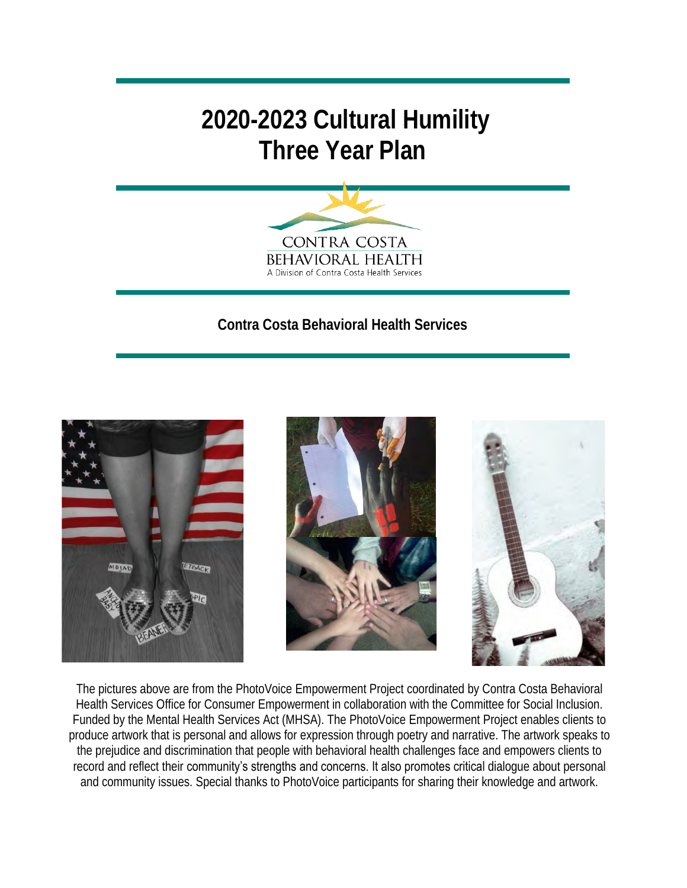# 2020-2023 Cultural Humility Three Year Plan

CONTRA COSTA
BEHAVIORAL HEALTH
A Division of Contra Costa Health Services

**Contra Costa Behavioral Health Services**

The pictures above are from the PhotoVoice Empowerment Project coordinated by Contra Costa Behavioral Health Services Office for Consumer Empowerment in collaboration with the Committee for Social Inclusion. Funded by the Mental Health Services Act (MHSA). The PhotoVoice Empowerment Project enables clients to produce artwork that is personal and allows for expression through poetry and narrative. The artwork speaks to the prejudice and discrimination that people with behavioral health challenges face and empowers clients to record and reflect their community's strengths and concerns. It also promotes critical dialogue about personal and community issues. Special thanks to PhotoVoice participants for sharing their knowledge and artwork.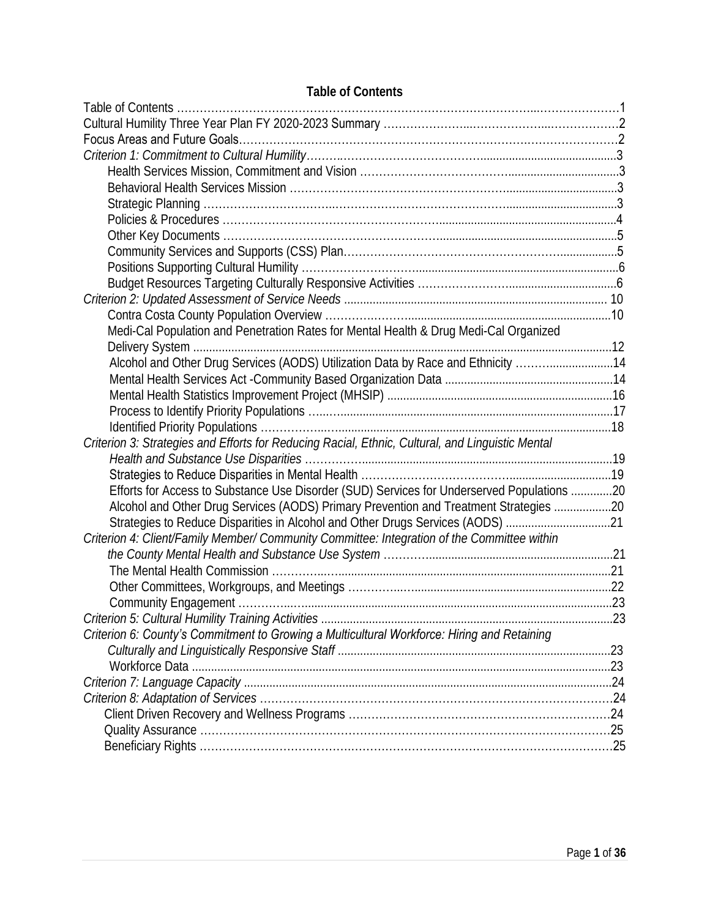# Table of Contents

Table of Contents ........................................................................................................................1
Cultural Humility Three Year Plan FY 2020-2023 Summary ...................................................2
Focus Areas and Future Goals....................................................................................................2
*Criterion 1: Commitment to Cultural Humility*.............................................................................3
- Health Services Mission, Commitment and Vision ...................................................................3
- Behavioral Health Services Mission ..........................................................................................3
- Strategic Planning .....................................................................................................................3
- Policies & Procedures ...............................................................................................................4
- Other Key Documents ...............................................................................................................5
- Community Services and Supports (CSS) Plan.........................................................................5
- Positions Supporting Cultural Humility .....................................................................................6
- Budget Resources Targeting Culturally Responsive Activities ..................................................6

*Criterion 2: Updated Assessment of Service Needs* ....................................................................10
- Contra Costa County Population Overview .............................................................................10
- Medi-Cal Population and Penetration Rates for Mental Health & Drug Medi-Cal Organized Delivery System .......................................................................................................................12
- Alcohol and Other Drug Services (AODS) Utilization Data by Race and Ethnicity ...................14
- Mental Health Services Act -Community Based Organization Data .......................................14
- Mental Health Statistics Improvement Project (MHSIP) .........................................................16
- Process to Identify Priority Populations ...................................................................................17
- Identified Priority Populations .................................................................................................18

*Criterion 3: Strategies and Efforts for Reducing Racial, Ethnic, Cultural, and Linguistic Mental Health and Substance Use Disparities* ........................................................................................19
- Strategies to Reduce Disparities in Mental Health ...................................................................19
- Efforts for Access to Substance Use Disorder (SUD) Services for Underserved Populations .............20
- Alcohol and Other Drug Services (AODS) Primary Prevention and Treatment Strategies ..................20
- Strategies to Reduce Disparities in Alcohol and Other Drugs Services (AODS) ..........................21

*Criterion 4: Client/Family Member/ Community Committee: Integration of the Committee within the County Mental Health and Substance Use System* ..................................................................21
- The Mental Health Commission ...............................................................................................21
- Other Committees, Workgroups, and Meetings .......................................................................22
- Community Engagement .........................................................................................................23

*Criterion 5: Cultural Humility Training Activities* ........................................................................23
*Criterion 6: County's Commitment to Growing a Multicultural Workforce: Hiring and Retaining Culturally and Linguistically Responsive Staff* ..................................................................................23
- Workforce Data .......................................................................................................................23

*Criterion 7: Language Capacity* ..................................................................................................24
*Criterion 8: Adaptation of Services* ............................................................................................24
- Client Driven Recovery and Wellness Programs .......................................................................24
- Quality Assurance ....................................................................................................................25
- Beneficiary Rights ....................................................................................................................25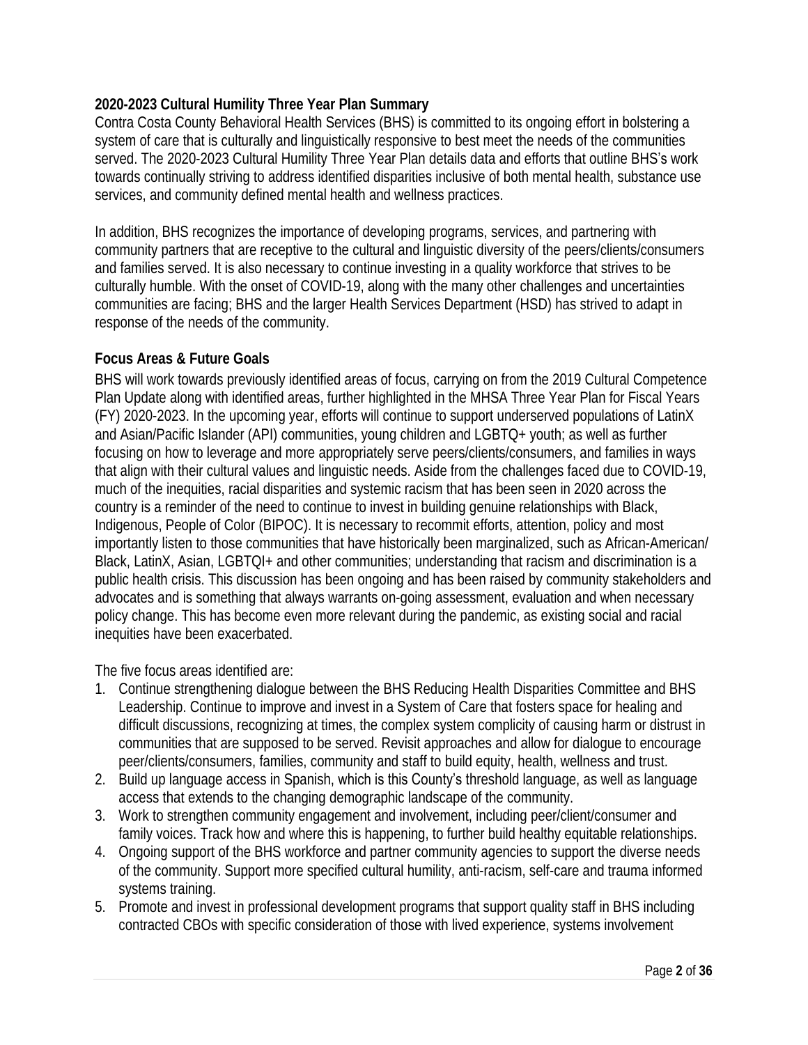**2020-2023 Cultural Humility Three Year Plan Summary**

Contra Costa County Behavioral Health Services (BHS) is committed to its ongoing effort in bolstering a system of care that is culturally and linguistically responsive to best meet the needs of the communities served. The 2020-2023 Cultural Humility Three Year Plan details data and efforts that outline BHS's work towards continually striving to address identified disparities inclusive of both mental health, substance use services, and community defined mental health and wellness practices.

In addition, BHS recognizes the importance of developing programs, services, and partnering with community partners that are receptive to the cultural and linguistic diversity of the peers/clients/consumers and families served. It is also necessary to continue investing in a quality workforce that strives to be culturally humble. With the onset of COVID-19, along with the many other challenges and uncertainties communities are facing; BHS and the larger Health Services Department (HSD) has strived to adapt in response of the needs of the community.

**Focus Areas & Future Goals**

BHS will work towards previously identified areas of focus, carrying on from the 2019 Cultural Competence Plan Update along with identified areas, further highlighted in the MHSA Three Year Plan for Fiscal Years (FY) 2020-2023. In the upcoming year, efforts will continue to support underserved populations of LatinX and Asian/Pacific Islander (API) communities, young children and LGBTQ+ youth; as well as further focusing on how to leverage and more appropriately serve peers/clients/consumers, and families in ways that align with their cultural values and linguistic needs. Aside from the challenges faced due to COVID-19, much of the inequities, racial disparities and systemic racism that has been seen in 2020 across the country is a reminder of the need to continue to invest in building genuine relationships with Black, Indigenous, People of Color (BIPOC). It is necessary to recommit efforts, attention, policy and most importantly listen to those communities that have historically been marginalized, such as African-American/ Black, LatinX, Asian, LGBTQI+ and other communities; understanding that racism and discrimination is a public health crisis. This discussion has been ongoing and has been raised by community stakeholders and advocates and is something that always warrants on-going assessment, evaluation and when necessary policy change. This has become even more relevant during the pandemic, as existing social and racial inequities have been exacerbated.

The five focus areas identified are:

1. Continue strengthening dialogue between the BHS Reducing Health Disparities Committee and BHS Leadership. Continue to improve and invest in a System of Care that fosters space for healing and difficult discussions, recognizing at times, the complex system complicity of causing harm or distrust in communities that are supposed to be served. Revisit approaches and allow for dialogue to encourage peer/clients/consumers, families, community and staff to build equity, health, wellness and trust.
2. Build up language access in Spanish, which is this County's threshold language, as well as language access that extends to the changing demographic landscape of the community.
3. Work to strengthen community engagement and involvement, including peer/client/consumer and family voices. Track how and where this is happening, to further build healthy equitable relationships.
4. Ongoing support of the BHS workforce and partner community agencies to support the diverse needs of the community. Support more specified cultural humility, anti-racism, self-care and trauma informed systems training.
5. Promote and invest in professional development programs that support quality staff in BHS including contracted CBOs with specific consideration of those with lived experience, systems involvement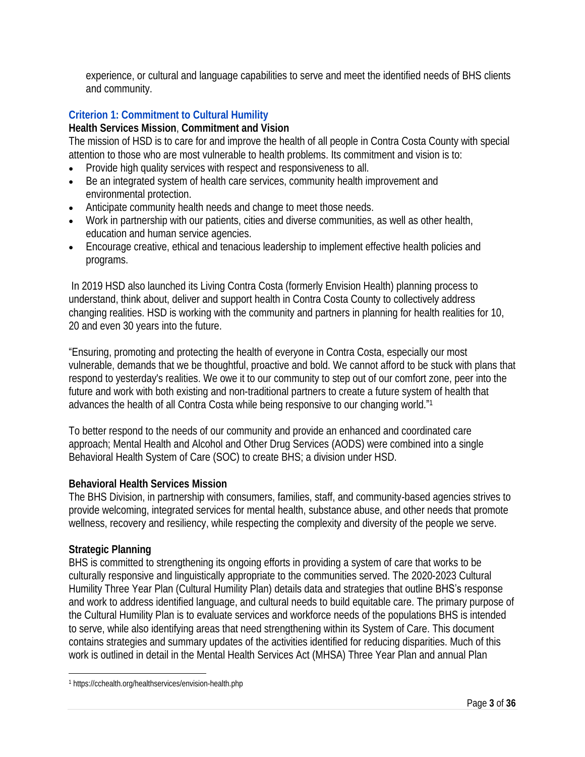experience, or cultural and language capabilities to serve and meet the identified needs of BHS clients and community.

## Criterion 1: Commitment to Cultural Humility

### Health Services Mission, Commitment and Vision

The mission of HSD is to care for and improve the health of all people in Contra Costa County with special attention to those who are most vulnerable to health problems. Its commitment and vision is to:

- Provide high quality services with respect and responsiveness to all.
- Be an integrated system of health care services, community health improvement and environmental protection.
- Anticipate community health needs and change to meet those needs.
- Work in partnership with our patients, cities and diverse communities, as well as other health, education and human service agencies.
- Encourage creative, ethical and tenacious leadership to implement effective health policies and programs.

In 2019 HSD also launched its Living Contra Costa (formerly Envision Health) planning process to understand, think about, deliver and support health in Contra Costa County to collectively address changing realities. HSD is working with the community and partners in planning for health realities for 10, 20 and even 30 years into the future.

"Ensuring, promoting and protecting the health of everyone in Contra Costa, especially our most vulnerable, demands that we be thoughtful, proactive and bold. We cannot afford to be stuck with plans that respond to yesterday's realities. We owe it to our community to step out of our comfort zone, peer into the future and work with both existing and non-traditional partners to create a future system of health that advances the health of all Contra Costa while being responsive to our changing world."[1]

To better respond to the needs of our community and provide an enhanced and coordinated care approach; Mental Health and Alcohol and Other Drug Services (AODS) were combined into a single Behavioral Health System of Care (SOC) to create BHS; a division under HSD.

### Behavioral Health Services Mission

The BHS Division, in partnership with consumers, families, staff, and community-based agencies strives to provide welcoming, integrated services for mental health, substance abuse, and other needs that promote wellness, recovery and resiliency, while respecting the complexity and diversity of the people we serve.

### Strategic Planning

BHS is committed to strengthening its ongoing efforts in providing a system of care that works to be culturally responsive and linguistically appropriate to the communities served. The 2020-2023 Cultural Humility Three Year Plan (Cultural Humility Plan) details data and strategies that outline BHS's response and work to address identified language, and cultural needs to build equitable care. The primary purpose of the Cultural Humility Plan is to evaluate services and workforce needs of the populations BHS is intended to serve, while also identifying areas that need strengthening within its System of Care. This document contains strategies and summary updates of the activities identified for reducing disparities. Much of this work is outlined in detail in the Mental Health Services Act (MHSA) Three Year Plan and annual Plan

[1] https://cchealth.org/healthservices/envision-health.php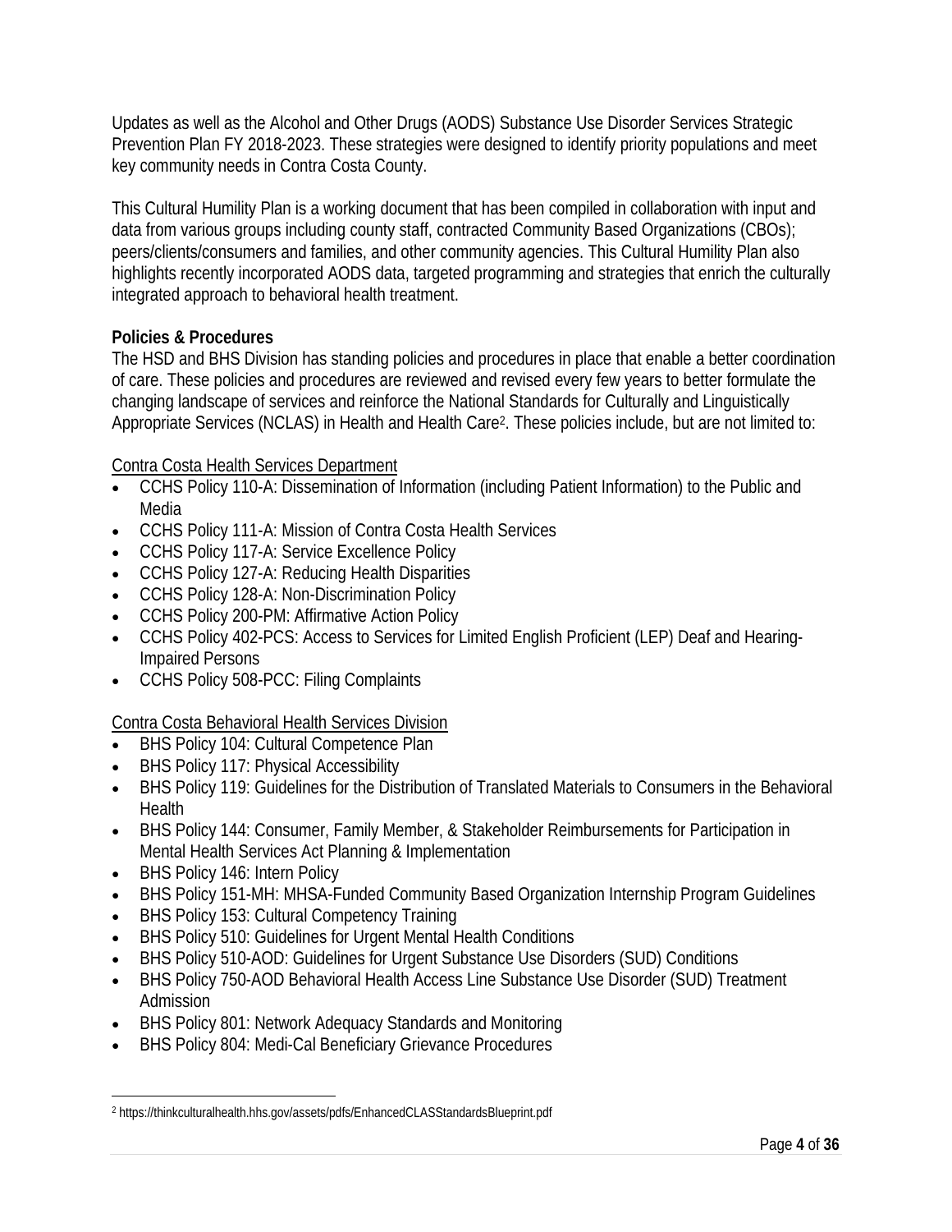Updates as well as the Alcohol and Other Drugs (AODS) Substance Use Disorder Services Strategic Prevention Plan FY 2018-2023. These strategies were designed to identify priority populations and meet key community needs in Contra Costa County.

This Cultural Humility Plan is a working document that has been compiled in collaboration with input and data from various groups including county staff, contracted Community Based Organizations (CBOs); peers/clients/consumers and families, and other community agencies. This Cultural Humility Plan also highlights recently incorporated AODS data, targeted programming and strategies that enrich the culturally integrated approach to behavioral health treatment.

**Policies & Procedures**

The HSD and BHS Division has standing policies and procedures in place that enable a better coordination of care. These policies and procedures are reviewed and revised every few years to better formulate the changing landscape of services and reinforce the National Standards for Culturally and Linguistically Appropriate Services (NCLAS) in Health and Health Care[2]. These policies include, but are not limited to:

Contra Costa Health Services Department

- CCHS Policy 110-A: Dissemination of Information (including Patient Information) to the Public and Media
- CCHS Policy 111-A: Mission of Contra Costa Health Services
- CCHS Policy 117-A: Service Excellence Policy
- CCHS Policy 127-A: Reducing Health Disparities
- CCHS Policy 128-A: Non-Discrimination Policy
- CCHS Policy 200-PM: Affirmative Action Policy
- CCHS Policy 402-PCS: Access to Services for Limited English Proficient (LEP) Deaf and Hearing-Impaired Persons
- CCHS Policy 508-PCC: Filing Complaints

Contra Costa Behavioral Health Services Division

- BHS Policy 104: Cultural Competence Plan
- BHS Policy 117: Physical Accessibility
- BHS Policy 119: Guidelines for the Distribution of Translated Materials to Consumers in the Behavioral Health
- BHS Policy 144: Consumer, Family Member, & Stakeholder Reimbursements for Participation in Mental Health Services Act Planning & Implementation
- BHS Policy 146: Intern Policy
- BHS Policy 151-MH: MHSA-Funded Community Based Organization Internship Program Guidelines
- BHS Policy 153: Cultural Competency Training
- BHS Policy 510: Guidelines for Urgent Mental Health Conditions
- BHS Policy 510-AOD: Guidelines for Urgent Substance Use Disorders (SUD) Conditions
- BHS Policy 750-AOD Behavioral Health Access Line Substance Use Disorder (SUD) Treatment Admission
- BHS Policy 801: Network Adequacy Standards and Monitoring
- BHS Policy 804: Medi-Cal Beneficiary Grievance Procedures

[2] https://thinkculturalhealth.hhs.gov/assets/pdfs/EnhancedCLASStandardsBlueprint.pdf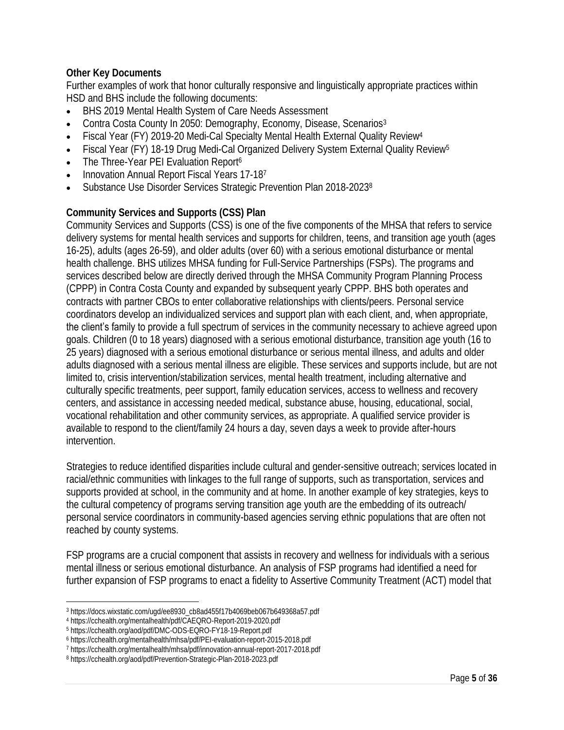**Other Key Documents**

Further examples of work that honor culturally responsive and linguistically appropriate practices within HSD and BHS include the following documents:

- BHS 2019 Mental Health System of Care Needs Assessment
- Contra Costa County In 2050: Demography, Economy, Disease, Scenarios[3]
- Fiscal Year (FY) 2019-20 Medi-Cal Specialty Mental Health External Quality Review[4]
- Fiscal Year (FY) 18-19 Drug Medi-Cal Organized Delivery System External Quality Review[5]
- The Three-Year PEI Evaluation Report[6]
- Innovation Annual Report Fiscal Years 17-18[7]
- Substance Use Disorder Services Strategic Prevention Plan 2018-2023[8]

**Community Services and Supports (CSS) Plan**

Community Services and Supports (CSS) is one of the five components of the MHSA that refers to service delivery systems for mental health services and supports for children, teens, and transition age youth (ages 16-25), adults (ages 26-59), and older adults (over 60) with a serious emotional disturbance or mental health challenge. BHS utilizes MHSA funding for Full-Service Partnerships (FSPs). The programs and services described below are directly derived through the MHSA Community Program Planning Process (CPPP) in Contra Costa County and expanded by subsequent yearly CPPP. BHS both operates and contracts with partner CBOs to enter collaborative relationships with clients/peers. Personal service coordinators develop an individualized services and support plan with each client, and, when appropriate, the client's family to provide a full spectrum of services in the community necessary to achieve agreed upon goals. Children (0 to 18 years) diagnosed with a serious emotional disturbance, transition age youth (16 to 25 years) diagnosed with a serious emotional disturbance or serious mental illness, and adults and older adults diagnosed with a serious mental illness are eligible. These services and supports include, but are not limited to, crisis intervention/stabilization services, mental health treatment, including alternative and culturally specific treatments, peer support, family education services, access to wellness and recovery centers, and assistance in accessing needed medical, substance abuse, housing, educational, social, vocational rehabilitation and other community services, as appropriate. A qualified service provider is available to respond to the client/family 24 hours a day, seven days a week to provide after-hours intervention.

Strategies to reduce identified disparities include cultural and gender-sensitive outreach; services located in racial/ethnic communities with linkages to the full range of supports, such as transportation, services and supports provided at school, in the community and at home. In another example of key strategies, keys to the cultural competency of programs serving transition age youth are the embedding of its outreach/ personal service coordinators in community-based agencies serving ethnic populations that are often not reached by county systems.

FSP programs are a crucial component that assists in recovery and wellness for individuals with a serious mental illness or serious emotional disturbance. An analysis of FSP programs had identified a need for further expansion of FSP programs to enact a fidelity to Assertive Community Treatment (ACT) model that

---

[3] https://docs.wixstatic.com/ugd/ee8930_cb8ad455f17b4069beb067b649368a57.pdf
[4] https://cchealth.org/mentalhealth/pdf/CAEQRO-Report-2019-2020.pdf
[5] https://cchealth.org/aod/pdf/DMC-ODS-EQRO-FY18-19-Report.pdf
[6] https://cchealth.org/mentalhealth/mhsa/pdf/PEI-evaluation-report-2015-2018.pdf
[7] https://cchealth.org/mentalhealth/mhsa/pdf/innovation-annual-report-2017-2018.pdf
[8] https://cchealth.org/aod/pdf/Prevention-Strategic-Plan-2018-2023.pdf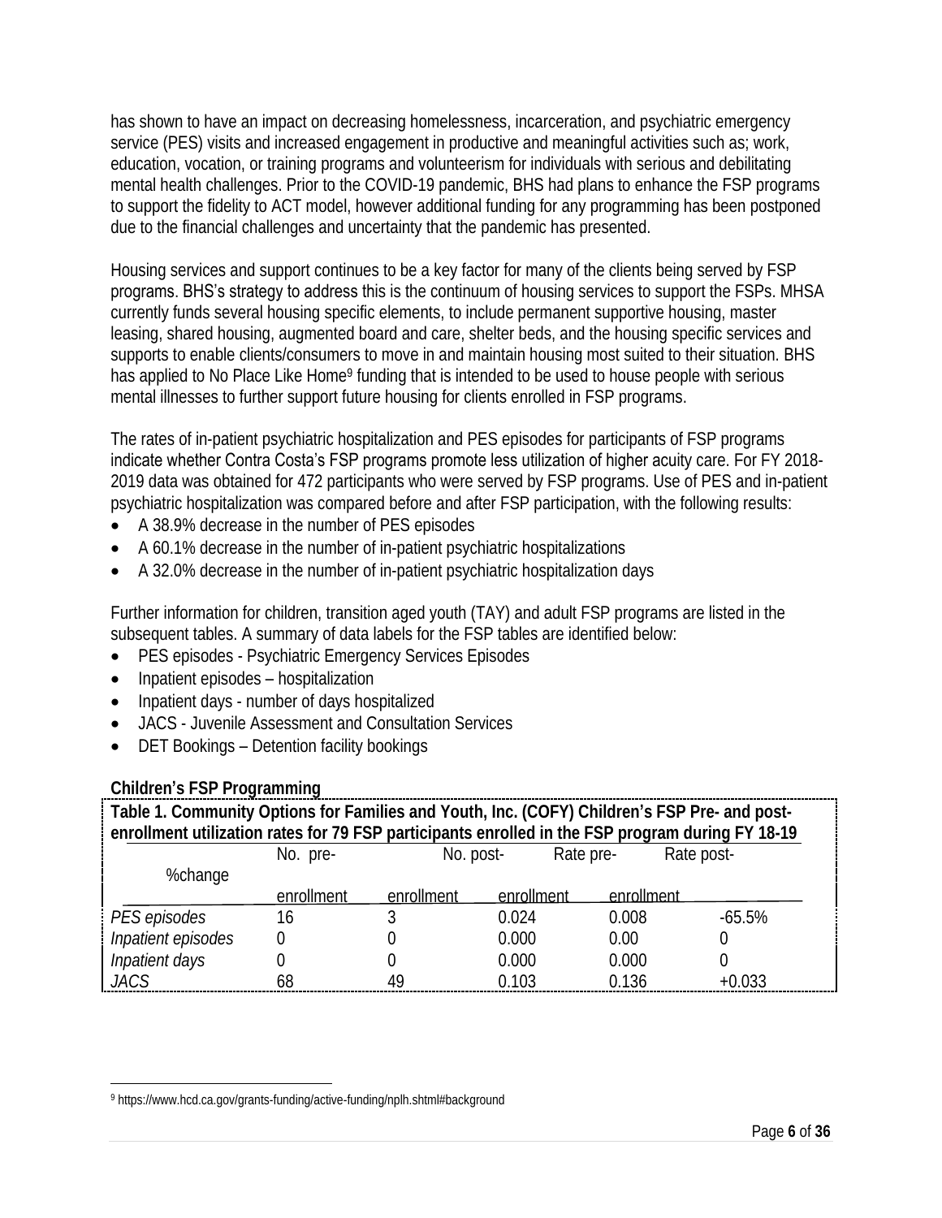has shown to have an impact on decreasing homelessness, incarceration, and psychiatric emergency service (PES) visits and increased engagement in productive and meaningful activities such as; work, education, vocation, or training programs and volunteerism for individuals with serious and debilitating mental health challenges. Prior to the COVID-19 pandemic, BHS had plans to enhance the FSP programs to support the fidelity to ACT model, however additional funding for any programming has been postponed due to the financial challenges and uncertainty that the pandemic has presented.

Housing services and support continues to be a key factor for many of the clients being served by FSP programs. BHS's strategy to address this is the continuum of housing services to support the FSPs. MHSA currently funds several housing specific elements, to include permanent supportive housing, master leasing, shared housing, augmented board and care, shelter beds, and the housing specific services and supports to enable clients/consumers to move in and maintain housing most suited to their situation. BHS has applied to No Place Like Home[9] funding that is intended to be used to house people with serious mental illnesses to further support future housing for clients enrolled in FSP programs.

The rates of in-patient psychiatric hospitalization and PES episodes for participants of FSP programs indicate whether Contra Costa's FSP programs promote less utilization of higher acuity care. For FY 2018-2019 data was obtained for 472 participants who were served by FSP programs. Use of PES and in-patient psychiatric hospitalization was compared before and after FSP participation, with the following results:

- A 38.9% decrease in the number of PES episodes
- A 60.1% decrease in the number of in-patient psychiatric hospitalizations
- A 32.0% decrease in the number of in-patient psychiatric hospitalization days

Further information for children, transition aged youth (TAY) and adult FSP programs are listed in the subsequent tables. A summary of data labels for the FSP tables are identified below:

- PES episodes - Psychiatric Emergency Services Episodes
- Inpatient episodes – hospitalization
- Inpatient days - number of days hospitalized
- JACS - Juvenile Assessment and Consultation Services
- DET Bookings – Detention facility bookings

**Children's FSP Programming**

**Table 1. Community Options for Families and Youth, Inc. (COFY) Children's FSP Pre- and post-enrollment utilization rates for 79 FSP participants enrolled in the FSP program during FY 18-19**

| | No. pre-enrollment | No. post-enrollment | Rate pre-enrollment | Rate post-enrollment | %change |
|---|---|---|---|---|---|
| *PES episodes* | 16 | 3 | 0.024 | 0.008 | -65.5% |
| *Inpatient episodes* | 0 | 0 | 0.000 | 0.00 | 0 |
| *Inpatient days* | 0 | 0 | 0.000 | 0.000 | 0 |
| *JACS* | 68 | 49 | 0.103 | 0.136 | +0.033 |

[9] https://www.hcd.ca.gov/grants-funding/active-funding/nplh.shtml#background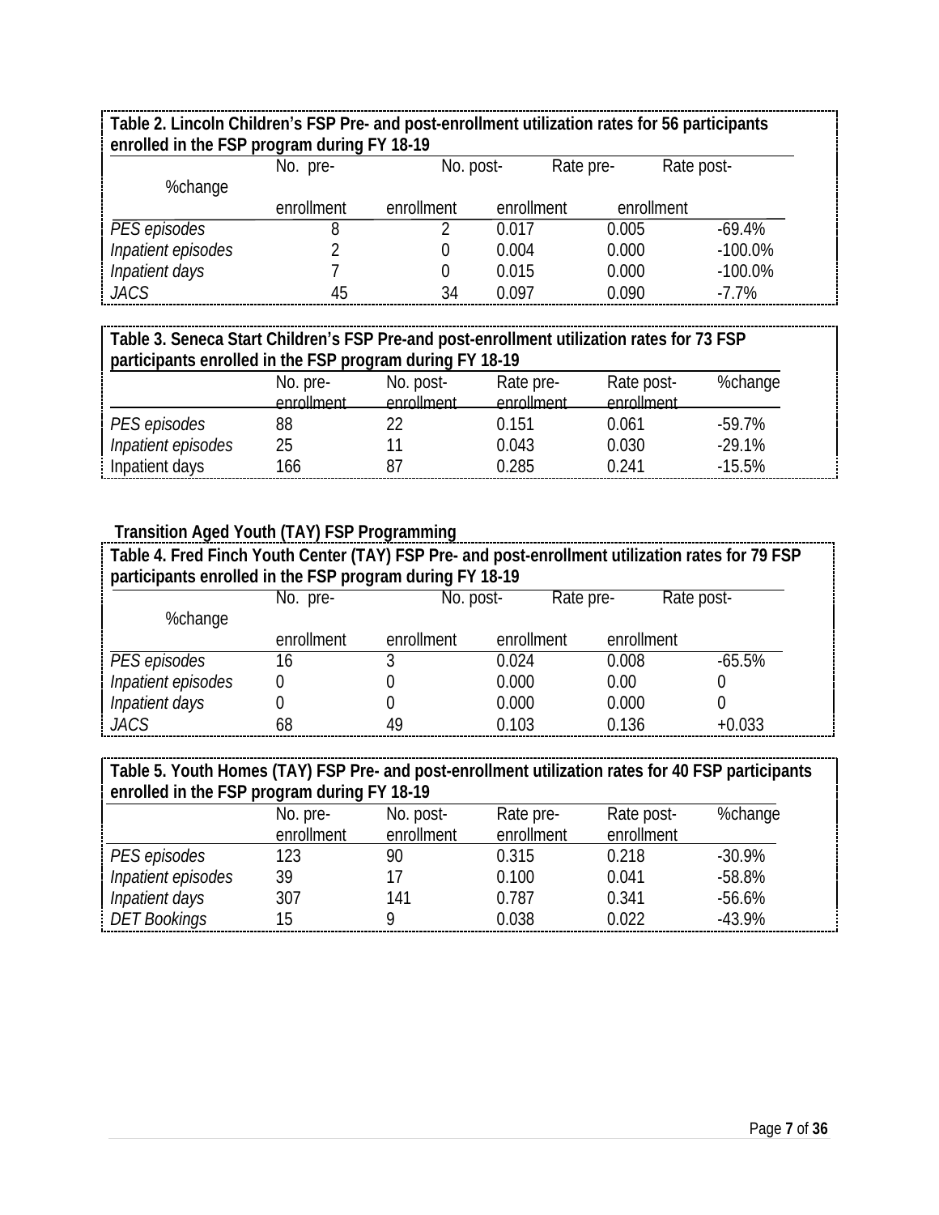**Table 2. Lincoln Children's FSP Pre- and post-enrollment utilization rates for 56 participants enrolled in the FSP program during FY 18-19**

| | No. pre-enrollment | No. post-enrollment | Rate pre-enrollment | Rate post-enrollment | %change |
|---|---|---|---|---|---|
| *PES episodes* | 8 | 2 | 0.017 | 0.005 | -69.4% |
| *Inpatient episodes* | 2 | 0 | 0.004 | 0.000 | -100.0% |
| *Inpatient days* | 7 | 0 | 0.015 | 0.000 | -100.0% |
| *JACS* | 45 | 34 | 0.097 | 0.090 | -7.7% |

**Table 3. Seneca Start Children's FSP Pre-and post-enrollment utilization rates for 73 FSP participants enrolled in the FSP program during FY 18-19**

| | No. pre-enrollment | No. post-enrollment | Rate pre-enrollment | Rate post-enrollment | %change |
|---|---|---|---|---|---|
| *PES episodes* | 88 | 22 | 0.151 | 0.061 | -59.7% |
| *Inpatient episodes* | 25 | 11 | 0.043 | 0.030 | -29.1% |
| Inpatient days | 166 | 87 | 0.285 | 0.241 | -15.5% |

**Transition Aged Youth (TAY) FSP Programming**

**Table 4. Fred Finch Youth Center (TAY) FSP Pre- and post-enrollment utilization rates for 79 FSP participants enrolled in the FSP program during FY 18-19**

| | No. pre-enrollment | No. post-enrollment | Rate pre-enrollment | Rate post-enrollment | %change |
|---|---|---|---|---|---|
| *PES episodes* | 16 | 3 | 0.024 | 0.008 | -65.5% |
| *Inpatient episodes* | 0 | 0 | 0.000 | 0.00 | 0 |
| *Inpatient days* | 0 | 0 | 0.000 | 0.000 | 0 |
| *JACS* | 68 | 49 | 0.103 | 0.136 | +0.033 |

**Table 5. Youth Homes (TAY) FSP Pre- and post-enrollment utilization rates for 40 FSP participants enrolled in the FSP program during FY 18-19**

| | No. pre-enrollment | No. post-enrollment | Rate pre-enrollment | Rate post-enrollment | %change |
|---|---|---|---|---|---|
| *PES episodes* | 123 | 90 | 0.315 | 0.218 | -30.9% |
| *Inpatient episodes* | 39 | 17 | 0.100 | 0.041 | -58.8% |
| *Inpatient days* | 307 | 141 | 0.787 | 0.341 | -56.6% |
| *DET Bookings* | 15 | 9 | 0.038 | 0.022 | -43.9% |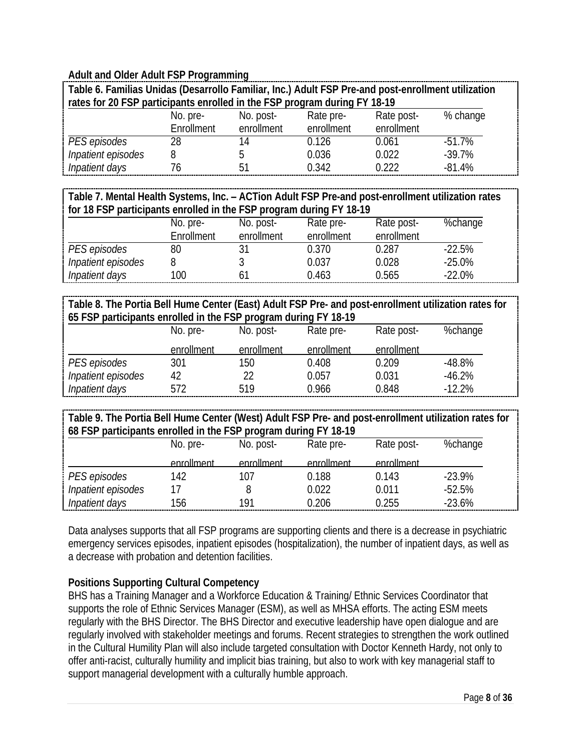**Adult and Older Adult FSP Programming**

**Table 6. Familias Unidas (Desarrollo Familiar, Inc.) Adult FSP Pre-and post-enrollment utilization rates for 20 FSP participants enrolled in the FSP program during FY 18-19**

| | No. pre-Enrollment | No. post-enrollment | Rate pre-enrollment | Rate post-enrollment | % change |
|---|---|---|---|---|---|
| *PES episodes* | 28 | 14 | 0.126 | 0.061 | -51.7% |
| *Inpatient episodes* | 8 | 5 | 0.036 | 0.022 | -39.7% |
| *Inpatient days* | 76 | 51 | 0.342 | 0.222 | -81.4% |

**Table 7. Mental Health Systems, Inc. – ACTion Adult FSP Pre-and post-enrollment utilization rates for 18 FSP participants enrolled in the FSP program during FY 18-19**

| | No. pre-Enrollment | No. post-enrollment | Rate pre-enrollment | Rate post-enrollment | %change |
|---|---|---|---|---|---|
| *PES episodes* | 80 | 31 | 0.370 | 0.287 | -22.5% |
| *Inpatient episodes* | 8 | 3 | 0.037 | 0.028 | -25.0% |
| *Inpatient days* | 100 | 61 | 0.463 | 0.565 | -22.0% |

**Table 8. The Portia Bell Hume Center (East) Adult FSP Pre- and post-enrollment utilization rates for 65 FSP participants enrolled in the FSP program during FY 18-19**

| | No. pre-enrollment | No. post-enrollment | Rate pre-enrollment | Rate post-enrollment | %change |
|---|---|---|---|---|---|
| *PES episodes* | 301 | 150 | 0.408 | 0.209 | -48.8% |
| *Inpatient episodes* | 42 | 22 | 0.057 | 0.031 | -46.2% |
| *Inpatient days* | 572 | 519 | 0.966 | 0.848 | -12.2% |

**Table 9. The Portia Bell Hume Center (West) Adult FSP Pre- and post-enrollment utilization rates for 68 FSP participants enrolled in the FSP program during FY 18-19**

| | No. pre-enrollment | No. post-enrollment | Rate pre-enrollment | Rate post-enrollment | %change |
|---|---|---|---|---|---|
| *PES episodes* | 142 | 107 | 0.188 | 0.143 | -23.9% |
| *Inpatient episodes* | 17 | 8 | 0.022 | 0.011 | -52.5% |
| *Inpatient days* | 156 | 191 | 0.206 | 0.255 | -23.6% |

Data analyses supports that all FSP programs are supporting clients and there is a decrease in psychiatric emergency services episodes, inpatient episodes (hospitalization), the number of inpatient days, as well as a decrease with probation and detention facilities.

**Positions Supporting Cultural Competency**

BHS has a Training Manager and a Workforce Education & Training/ Ethnic Services Coordinator that supports the role of Ethnic Services Manager (ESM), as well as MHSA efforts. The acting ESM meets regularly with the BHS Director. The BHS Director and executive leadership have open dialogue and are regularly involved with stakeholder meetings and forums. Recent strategies to strengthen the work outlined in the Cultural Humility Plan will also include targeted consultation with Doctor Kenneth Hardy, not only to offer anti-racist, culturally humility and implicit bias training, but also to work with key managerial staff to support managerial development with a culturally humble approach.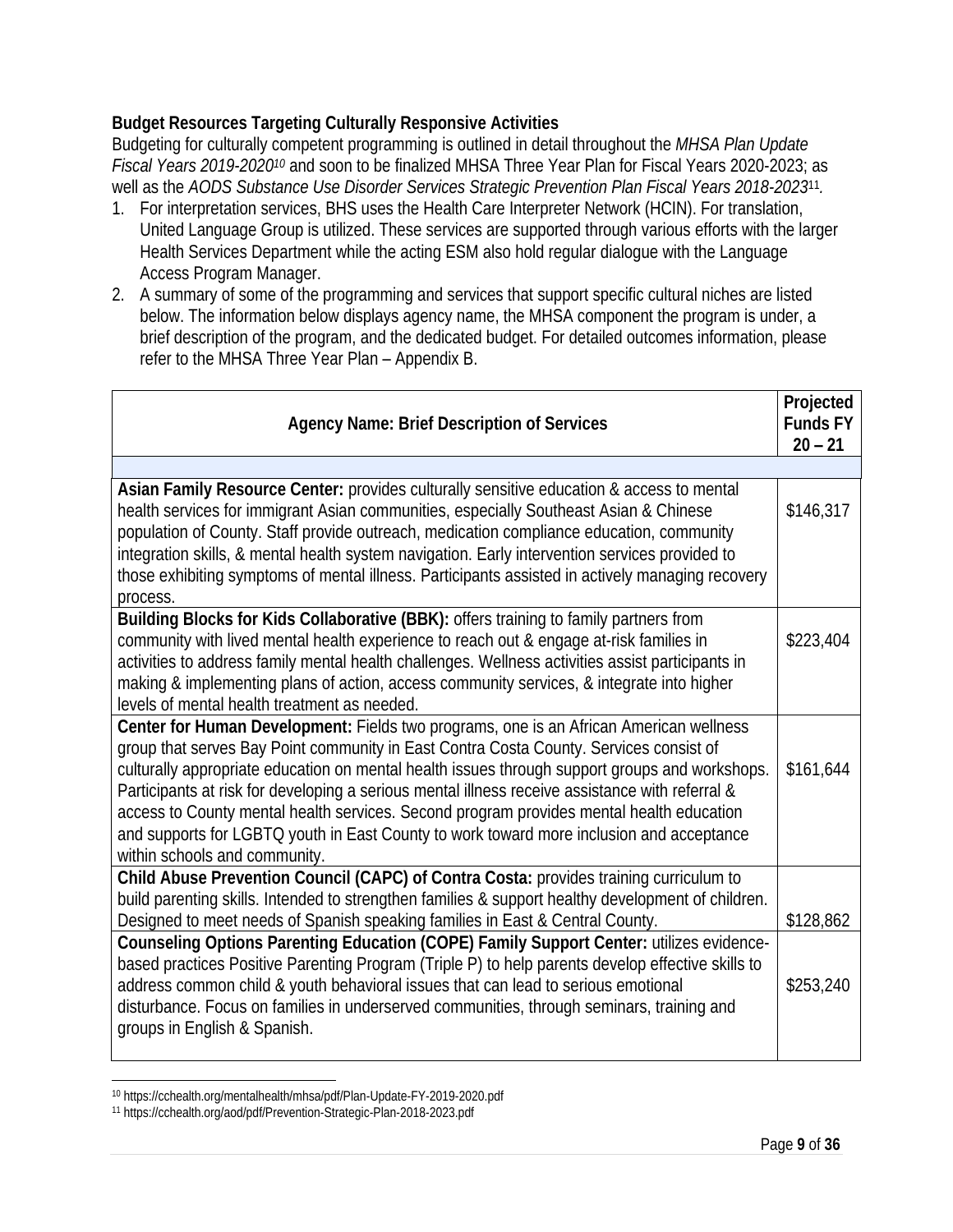**Budget Resources Targeting Culturally Responsive Activities**

Budgeting for culturally competent programming is outlined in detail throughout the *MHSA Plan Update Fiscal Years 2019-2020*[10] and soon to be finalized MHSA Three Year Plan for Fiscal Years 2020-2023; as well as the *AODS Substance Use Disorder Services Strategic Prevention Plan Fiscal Years 2018-2023*[11].

1. For interpretation services, BHS uses the Health Care Interpreter Network (HCIN). For translation, United Language Group is utilized. These services are supported through various efforts with the larger Health Services Department while the acting ESM also hold regular dialogue with the Language Access Program Manager.
2. A summary of some of the programming and services that support specific cultural niches are listed below. The information below displays agency name, the MHSA component the program is under, a brief description of the program, and the dedicated budget. For detailed outcomes information, please refer to the MHSA Three Year Plan – Appendix B.

| Agency Name: Brief Description of Services | Projected Funds FY 20 – 21 |
|---|---|
| | |
| **Asian Family Resource Center:** provides culturally sensitive education & access to mental health services for immigrant Asian communities, especially Southeast Asian & Chinese population of County. Staff provide outreach, medication compliance education, community integration skills, & mental health system navigation. Early intervention services provided to those exhibiting symptoms of mental illness. Participants assisted in actively managing recovery process. | $146,317 |
| **Building Blocks for Kids Collaborative (BBK):** offers training to family partners from community with lived mental health experience to reach out & engage at-risk families in activities to address family mental health challenges. Wellness activities assist participants in making & implementing plans of action, access community services, & integrate into higher levels of mental health treatment as needed. | $223,404 |
| **Center for Human Development:** Fields two programs, one is an African American wellness group that serves Bay Point community in East Contra Costa County. Services consist of culturally appropriate education on mental health issues through support groups and workshops. Participants at risk for developing a serious mental illness receive assistance with referral & access to County mental health services. Second program provides mental health education and supports for LGBTQ youth in East County to work toward more inclusion and acceptance within schools and community. | $161,644 |
| **Child Abuse Prevention Council (CAPC) of Contra Costa:** provides training curriculum to build parenting skills. Intended to strengthen families & support healthy development of children. Designed to meet needs of Spanish speaking families in East & Central County. | $128,862 |
| **Counseling Options Parenting Education (COPE) Family Support Center:** utilizes evidence-based practices Positive Parenting Program (Triple P) to help parents develop effective skills to address common child & youth behavioral issues that can lead to serious emotional disturbance. Focus on families in underserved communities, through seminars, training and groups in English & Spanish. | $253,240 |

[10] https://cchealth.org/mentalhealth/mhsa/pdf/Plan-Update-FY-2019-2020.pdf

[11] https://cchealth.org/aod/pdf/Prevention-Strategic-Plan-2018-2023.pdf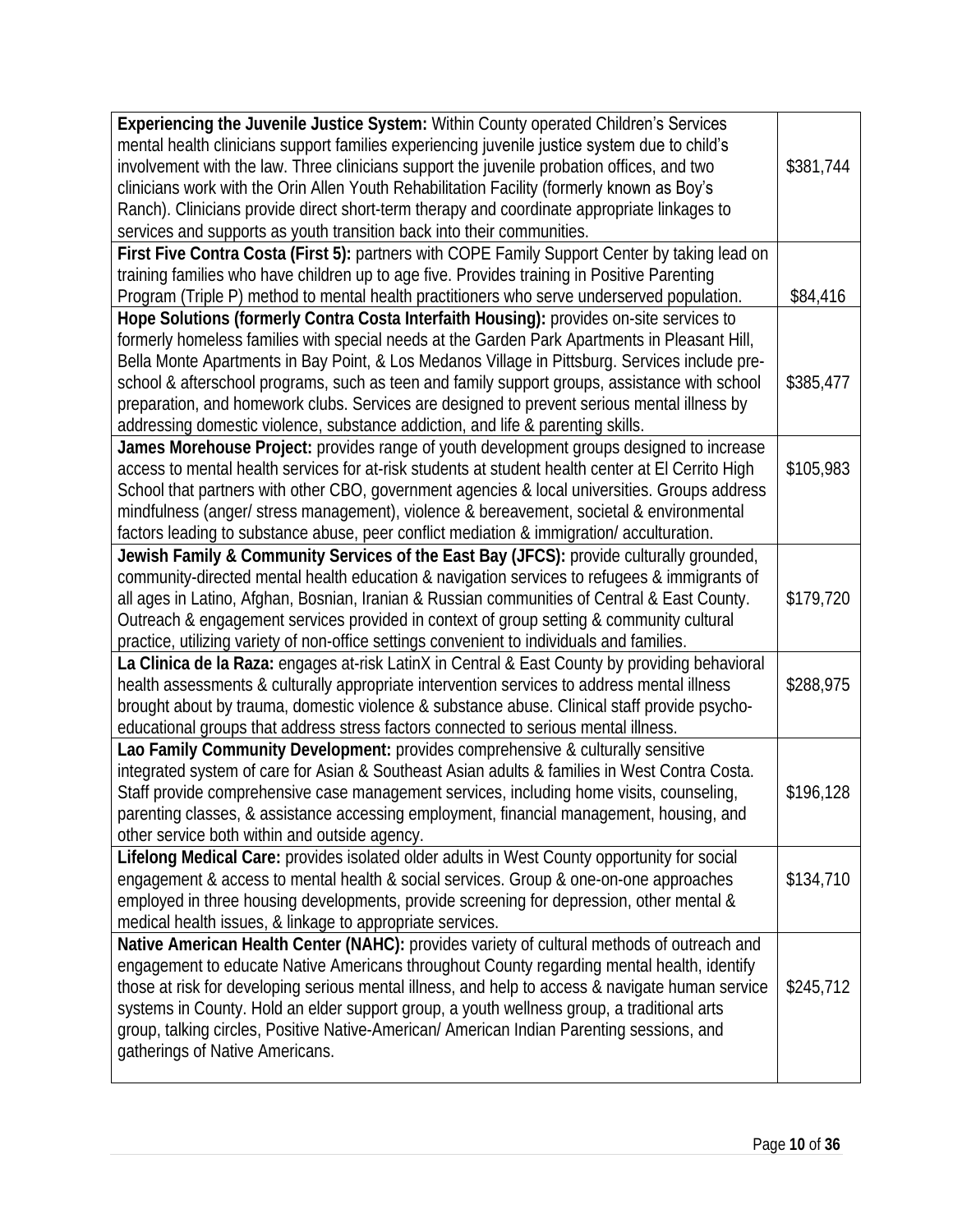| | |
|---|---|
| **Experiencing the Juvenile Justice System:** Within County operated Children's Services mental health clinicians support families experiencing juvenile justice system due to child's involvement with the law. Three clinicians support the juvenile probation offices, and two clinicians work with the Orin Allen Youth Rehabilitation Facility (formerly known as Boy's Ranch). Clinicians provide direct short-term therapy and coordinate appropriate linkages to services and supports as youth transition back into their communities. | \$381,744 |
| **First Five Contra Costa (First 5):** partners with COPE Family Support Center by taking lead on training families who have children up to age five. Provides training in Positive Parenting Program (Triple P) method to mental health practitioners who serve underserved population. | \$84,416 |
| **Hope Solutions (formerly Contra Costa Interfaith Housing):** provides on-site services to formerly homeless families with special needs at the Garden Park Apartments in Pleasant Hill, Bella Monte Apartments in Bay Point, & Los Medanos Village in Pittsburg. Services include pre-school & afterschool programs, such as teen and family support groups, assistance with school preparation, and homework clubs. Services are designed to prevent serious mental illness by addressing domestic violence, substance addiction, and life & parenting skills. | \$385,477 |
| **James Morehouse Project:** provides range of youth development groups designed to increase access to mental health services for at-risk students at student health center at El Cerrito High School that partners with other CBO, government agencies & local universities. Groups address mindfulness (anger/ stress management), violence & bereavement, societal & environmental factors leading to substance abuse, peer conflict mediation & immigration/ acculturation. | \$105,983 |
| **Jewish Family & Community Services of the East Bay (JFCS):** provide culturally grounded, community-directed mental health education & navigation services to refugees & immigrants of all ages in Latino, Afghan, Bosnian, Iranian & Russian communities of Central & East County. Outreach & engagement services provided in context of group setting & community cultural practice, utilizing variety of non-office settings convenient to individuals and families. | \$179,720 |
| **La Clinica de la Raza:** engages at-risk LatinX in Central & East County by providing behavioral health assessments & culturally appropriate intervention services to address mental illness brought about by trauma, domestic violence & substance abuse. Clinical staff provide psycho-educational groups that address stress factors connected to serious mental illness. | \$288,975 |
| **Lao Family Community Development:** provides comprehensive & culturally sensitive integrated system of care for Asian & Southeast Asian adults & families in West Contra Costa. Staff provide comprehensive case management services, including home visits, counseling, parenting classes, & assistance accessing employment, financial management, housing, and other service both within and outside agency. | \$196,128 |
| **Lifelong Medical Care:** provides isolated older adults in West County opportunity for social engagement & access to mental health & social services. Group & one-on-one approaches employed in three housing developments, provide screening for depression, other mental & medical health issues, & linkage to appropriate services. | \$134,710 |
| **Native American Health Center (NAHC):** provides variety of cultural methods of outreach and engagement to educate Native Americans throughout County regarding mental health, identify those at risk for developing serious mental illness, and help to access & navigate human service systems in County. Hold an elder support group, a youth wellness group, a traditional arts group, talking circles, Positive Native-American/ American Indian Parenting sessions, and gatherings of Native Americans. | \$245,712 |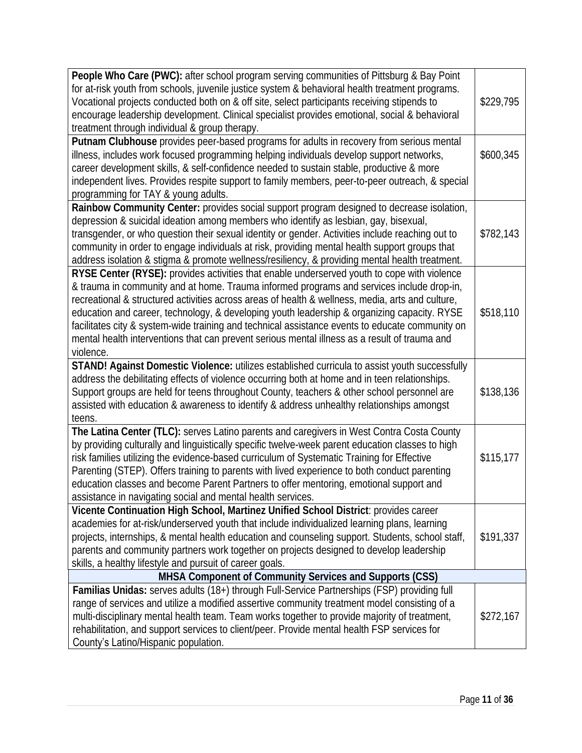| | |
|---|---|
| **People Who Care (PWC):** after school program serving communities of Pittsburg & Bay Point for at-risk youth from schools, juvenile justice system & behavioral health treatment programs. Vocational projects conducted both on & off site, select participants receiving stipends to encourage leadership development. Clinical specialist provides emotional, social & behavioral treatment through individual & group therapy. | $229,795 |
| **Putnam Clubhouse** provides peer-based programs for adults in recovery from serious mental illness, includes work focused programming helping individuals develop support networks, career development skills, & self-confidence needed to sustain stable, productive & more independent lives. Provides respite support to family members, peer-to-peer outreach, & special programming for TAY & young adults. | $600,345 |
| **Rainbow Community Center:** provides social support program designed to decrease isolation, depression & suicidal ideation among members who identify as lesbian, gay, bisexual, transgender, or who question their sexual identity or gender. Activities include reaching out to community in order to engage individuals at risk, providing mental health support groups that address isolation & stigma & promote wellness/resiliency, & providing mental health treatment. | $782,143 |
| **RYSE Center (RYSE):** provides activities that enable underserved youth to cope with violence & trauma in community and at home. Trauma informed programs and services include drop-in, recreational & structured activities across areas of health & wellness, media, arts and culture, education and career, technology, & developing youth leadership & organizing capacity. RYSE facilitates city & system-wide training and technical assistance events to educate community on mental health interventions that can prevent serious mental illness as a result of trauma and violence. | $518,110 |
| **STAND! Against Domestic Violence:** utilizes established curricula to assist youth successfully address the debilitating effects of violence occurring both at home and in teen relationships. Support groups are held for teens throughout County, teachers & other school personnel are assisted with education & awareness to identify & address unhealthy relationships amongst teens. | $138,136 |
| **The Latina Center (TLC):** serves Latino parents and caregivers in West Contra Costa County by providing culturally and linguistically specific twelve-week parent education classes to high risk families utilizing the evidence-based curriculum of Systematic Training for Effective Parenting (STEP). Offers training to parents with lived experience to both conduct parenting education classes and become Parent Partners to offer mentoring, emotional support and assistance in navigating social and mental health services. | $115,177 |
| **Vicente Continuation High School, Martinez Unified School District**: provides career academies for at-risk/underserved youth that include individualized learning plans, learning projects, internships, & mental health education and counseling support. Students, school staff, parents and community partners work together on projects designed to develop leadership skills, a healthy lifestyle and pursuit of career goals. | $191,337 |
| **MHSA Component of Community Services and Supports (CSS)** | |
| **Familias Unidas:** serves adults (18+) through Full-Service Partnerships (FSP) providing full range of services and utilize a modified assertive community treatment model consisting of a multi-disciplinary mental health team. Team works together to provide majority of treatment, rehabilitation, and support services to client/peer. Provide mental health FSP services for County's Latino/Hispanic population. | $272,167 |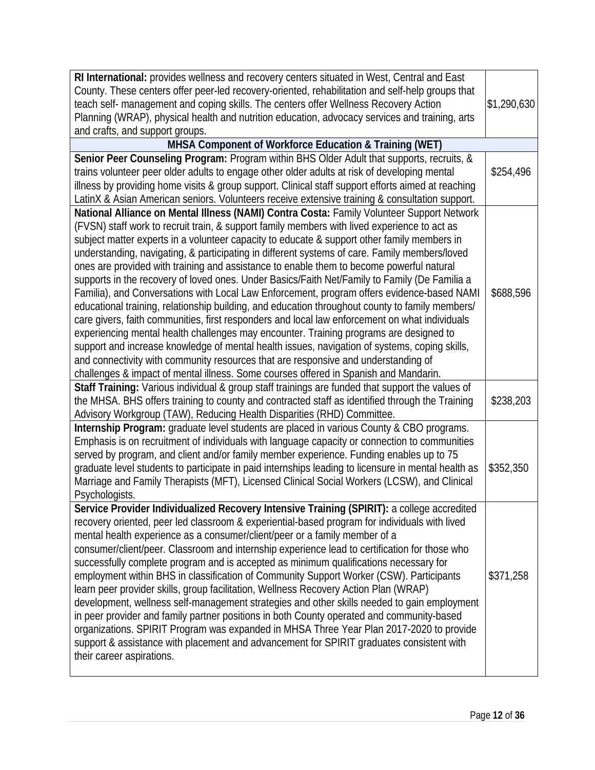| | |
|---|---|
| **RI International:** provides wellness and recovery centers situated in West, Central and East County. These centers offer peer-led recovery-oriented, rehabilitation and self-help groups that teach self- management and coping skills. The centers offer Wellness Recovery Action Planning (WRAP), physical health and nutrition education, advocacy services and training, arts and crafts, and support groups. | $1,290,630 |
| **MHSA Component of Workforce Education & Training (WET)** | |
| **Senior Peer Counseling Program:** Program within BHS Older Adult that supports, recruits, & trains volunteer peer older adults to engage other older adults at risk of developing mental illness by providing home visits & group support. Clinical staff support efforts aimed at reaching LatinX & Asian American seniors. Volunteers receive extensive training & consultation support. | $254,496 |
| **National Alliance on Mental Illness (NAMI) Contra Costa:** Family Volunteer Support Network (FVSN) staff work to recruit train, & support family members with lived experience to act as subject matter experts in a volunteer capacity to educate & support other family members in understanding, navigating, & participating in different systems of care. Family members/loved ones are provided with training and assistance to enable them to become powerful natural supports in the recovery of loved ones. Under Basics/Faith Net/Family to Family (De Familia a Familia), and Conversations with Local Law Enforcement, program offers evidence-based NAMI educational training, relationship building, and education throughout county to family members/ care givers, faith communities, first responders and local law enforcement on what individuals experiencing mental health challenges may encounter. Training programs are designed to support and increase knowledge of mental health issues, navigation of systems, coping skills, and connectivity with community resources that are responsive and understanding of challenges & impact of mental illness. Some courses offered in Spanish and Mandarin. | $688,596 |
| **Staff Training:** Various individual & group staff trainings are funded that support the values of the MHSA. BHS offers training to county and contracted staff as identified through the Training Advisory Workgroup (TAW), Reducing Health Disparities (RHD) Committee. | $238,203 |
| **Internship Program:** graduate level students are placed in various County & CBO programs. Emphasis is on recruitment of individuals with language capacity or connection to communities served by program, and client and/or family member experience. Funding enables up to 75 graduate level students to participate in paid internships leading to licensure in mental health as Marriage and Family Therapists (MFT), Licensed Clinical Social Workers (LCSW), and Clinical Psychologists. | $352,350 |
| **Service Provider Individualized Recovery Intensive Training (SPIRIT):** a college accredited recovery oriented, peer led classroom & experiential-based program for individuals with lived mental health experience as a consumer/client/peer or a family member of a consumer/client/peer. Classroom and internship experience lead to certification for those who successfully complete program and is accepted as minimum qualifications necessary for employment within BHS in classification of Community Support Worker (CSW). Participants learn peer provider skills, group facilitation, Wellness Recovery Action Plan (WRAP) development, wellness self-management strategies and other skills needed to gain employment in peer provider and family partner positions in both County operated and community-based organizations. SPIRIT Program was expanded in MHSA Three Year Plan 2017-2020 to provide support & assistance with placement and advancement for SPIRIT graduates consistent with their career aspirations. | $371,258 |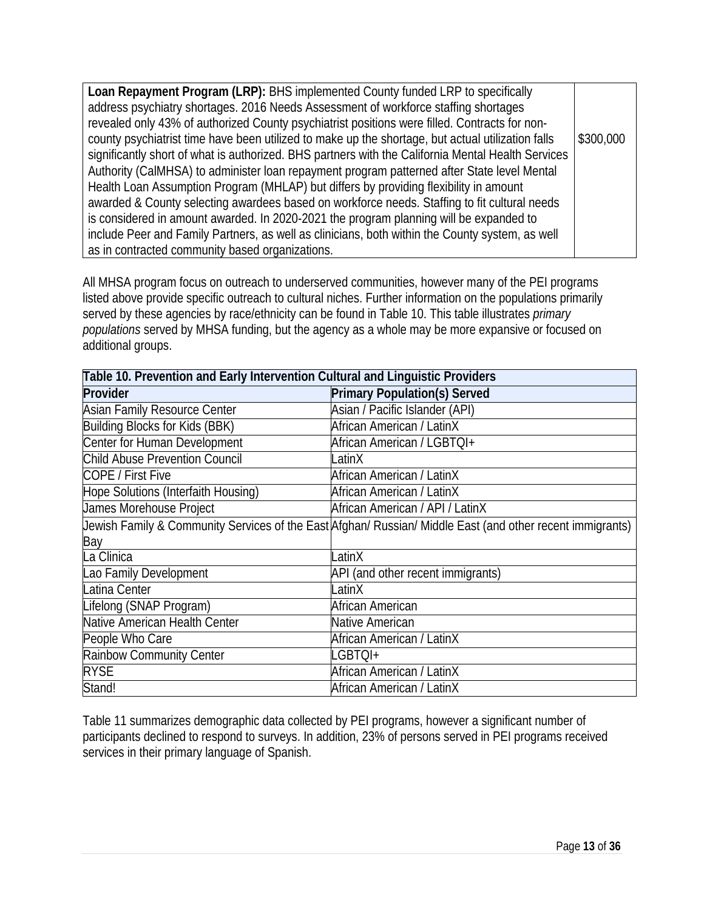| **Loan Repayment Program (LRP):** BHS implemented County funded LRP to specifically address psychiatry shortages. 2016 Needs Assessment of workforce staffing shortages revealed only 43% of authorized County psychiatrist positions were filled. Contracts for non-county psychiatrist time have been utilized to make up the shortage, but actual utilization falls significantly short of what is authorized. BHS partners with the California Mental Health Services Authority (CalMHSA) to administer loan repayment program patterned after State level Mental Health Loan Assumption Program (MHLAP) but differs by providing flexibility in amount awarded & County selecting awardees based on workforce needs. Staffing to fit cultural needs is considered in amount awarded. In 2020-2021 the program planning will be expanded to include Peer and Family Partners, as well as clinicians, both within the County system, as well as in contracted community based organizations. | $300,000 |
|---|---|

All MHSA program focus on outreach to underserved communities, however many of the PEI programs listed above provide specific outreach to cultural niches. Further information on the populations primarily served by these agencies by race/ethnicity can be found in Table 10. This table illustrates *primary populations* served by MHSA funding, but the agency as a whole may be more expansive or focused on additional groups.

**Table 10. Prevention and Early Intervention Cultural and Linguistic Providers**

| Provider | Primary Population(s) Served |
|---|---|
| Asian Family Resource Center | Asian / Pacific Islander (API) |
| Building Blocks for Kids (BBK) | African American / LatinX |
| Center for Human Development | African American / LGBTQI+ |
| Child Abuse Prevention Council | LatinX |
| COPE / First Five | African American / LatinX |
| Hope Solutions (Interfaith Housing) | African American / LatinX |
| James Morehouse Project | African American / API / LatinX |
| Jewish Family & Community Services of the East Bay | Afghan/ Russian/ Middle East (and other recent immigrants) |
| La Clinica | LatinX |
| Lao Family Development | API (and other recent immigrants) |
| Latina Center | LatinX |
| Lifelong (SNAP Program) | African American |
| Native American Health Center | Native American |
| People Who Care | African American / LatinX |
| Rainbow Community Center | LGBTQI+ |
| RYSE | African American / LatinX |
| Stand! | African American / LatinX |

Table 11 summarizes demographic data collected by PEI programs, however a significant number of participants declined to respond to surveys. In addition, 23% of persons served in PEI programs received services in their primary language of Spanish.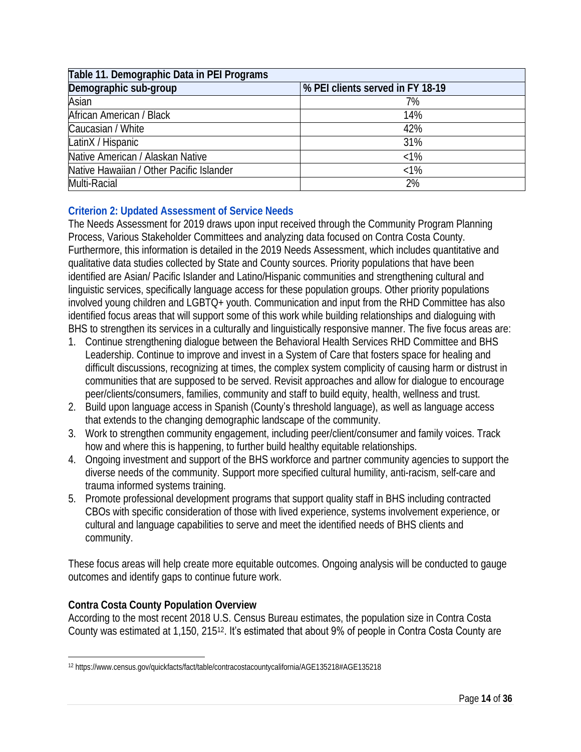| Table 11. Demographic Data in PEI Programs | |
|---|---|
| **Demographic sub-group** | **% PEI clients served in FY 18-19** |
| Asian | 7% |
| African American / Black | 14% |
| Caucasian / White | 42% |
| LatinX / Hispanic | 31% |
| Native American / Alaskan Native | <1% |
| Native Hawaiian / Other Pacific Islander | <1% |
| Multi-Racial | 2% |

### Criterion 2: Updated Assessment of Service Needs

The Needs Assessment for 2019 draws upon input received through the Community Program Planning Process, Various Stakeholder Committees and analyzing data focused on Contra Costa County. Furthermore, this information is detailed in the 2019 Needs Assessment, which includes quantitative and qualitative data studies collected by State and County sources. Priority populations that have been identified are Asian/ Pacific Islander and Latino/Hispanic communities and strengthening cultural and linguistic services, specifically language access for these population groups. Other priority populations involved young children and LGBTQ+ youth. Communication and input from the RHD Committee has also identified focus areas that will support some of this work while building relationships and dialoguing with BHS to strengthen its services in a culturally and linguistically responsive manner. The five focus areas are:

1. Continue strengthening dialogue between the Behavioral Health Services RHD Committee and BHS Leadership. Continue to improve and invest in a System of Care that fosters space for healing and difficult discussions, recognizing at times, the complex system complicity of causing harm or distrust in communities that are supposed to be served. Revisit approaches and allow for dialogue to encourage peer/clients/consumers, families, community and staff to build equity, health, wellness and trust.
2. Build upon language access in Spanish (County's threshold language), as well as language access that extends to the changing demographic landscape of the community.
3. Work to strengthen community engagement, including peer/client/consumer and family voices. Track how and where this is happening, to further build healthy equitable relationships.
4. Ongoing investment and support of the BHS workforce and partner community agencies to support the diverse needs of the community. Support more specified cultural humility, anti-racism, self-care and trauma informed systems training.
5. Promote professional development programs that support quality staff in BHS including contracted CBOs with specific consideration of those with lived experience, systems involvement experience, or cultural and language capabilities to serve and meet the identified needs of BHS clients and community.

These focus areas will help create more equitable outcomes. Ongoing analysis will be conducted to gauge outcomes and identify gaps to continue future work.

**Contra Costa County Population Overview**

According to the most recent 2018 U.S. Census Bureau estimates, the population size in Contra Costa County was estimated at 1,150, 215[12]. It's estimated that about 9% of people in Contra Costa County are

[12] https://www.census.gov/quickfacts/fact/table/contracostacountycalifornia/AGE135218#AGE135218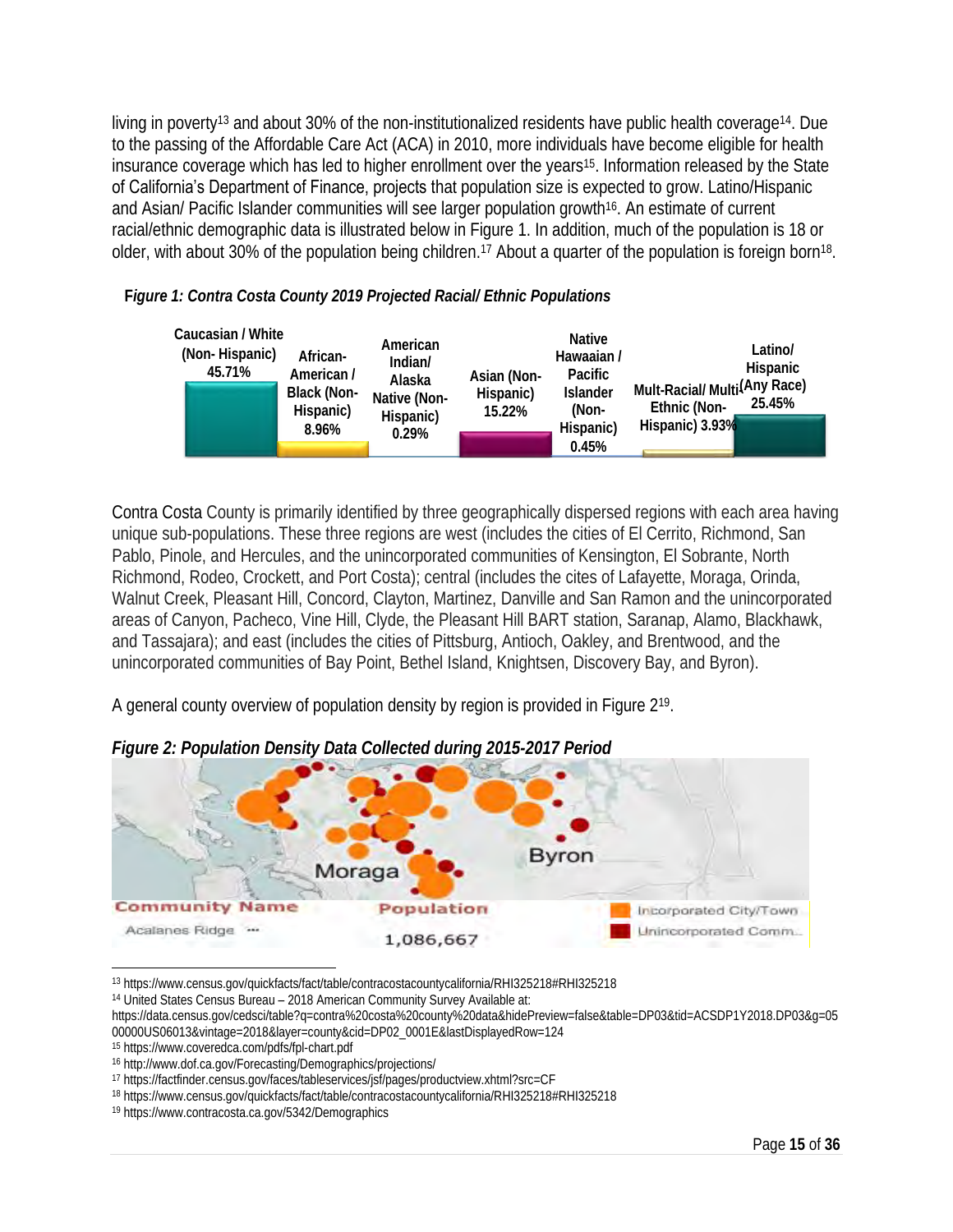living in poverty[13] and about 30% of the non-institutionalized residents have public health coverage[14]. Due to the passing of the Affordable Care Act (ACA) in 2010, more individuals have become eligible for health insurance coverage which has led to higher enrollment over the years[15]. Information released by the State of California's Department of Finance, projects that population size is expected to grow. Latino/Hispanic and Asian/ Pacific Islander communities will see larger population growth[16]. An estimate of current racial/ethnic demographic data is illustrated below in Figure 1. In addition, much of the population is 18 or older, with about 30% of the population being children.[17] About a quarter of the population is foreign born[18].

***Figure 1: Contra Costa County 2019 Projected Racial/ Ethnic Populations***

| Caucasian / White (Non- Hispanic) | African-American / Black (Non-Hispanic) | American Indian/ Alaska Native (Non-Hispanic) | Asian (Non-Hispanic) | Native Hawaaian / Pacific Islander (Non-Hispanic) | Mult-Racial/ Multi-Ethnic (Non-Hispanic) | Latino/ Hispanic (Any Race) |
|---|---|---|---|---|---|---|
| 45.71% | 8.96% | 0.29% | 15.22% | 0.45% | 3.93% | 25.45% |

Contra Costa County is primarily identified by three geographically dispersed regions with each area having unique sub-populations. These three regions are west (includes the cities of El Cerrito, Richmond, San Pablo, Pinole, and Hercules, and the unincorporated communities of Kensington, El Sobrante, North Richmond, Rodeo, Crockett, and Port Costa); central (includes the cites of Lafayette, Moraga, Orinda, Walnut Creek, Pleasant Hill, Concord, Clayton, Martinez, Danville and San Ramon and the unincorporated areas of Canyon, Pacheco, Vine Hill, Clyde, the Pleasant Hill BART station, Saranap, Alamo, Blackhawk, and Tassajara); and east (includes the cities of Pittsburg, Antioch, Oakley, and Brentwood, and the unincorporated communities of Bay Point, Bethel Island, Knightsen, Discovery Bay, and Byron).

A general county overview of population density by region is provided in Figure 2[19].

***Figure 2: Population Density Data Collected during 2015-2017 Period***

Moraga Byron

| Community Name | Population | |
|---|---|---|
| Acalanes Ridge ··· | 1,086,667 | Incorporated City/Town; Unincorporated Comm... |

---

[13] https://www.census.gov/quickfacts/fact/table/contracostacountycalifornia/RHI325218#RHI325218

[14] United States Census Bureau – 2018 American Community Survey Available at: https://data.census.gov/cedsci/table?q=contra%20costa%20county%20data&hidePreview=false&table=DP03&tid=ACSDP1Y2018.DP03&g=0500000US06013&vintage=2018&layer=county&cid=DP02_0001E&lastDisplayedRow=124

[15] https://www.coveredca.com/pdfs/fpl-chart.pdf

[16] http://www.dof.ca.gov/Forecasting/Demographics/projections/

[17] https://factfinder.census.gov/faces/tableservices/jsf/pages/productview.xhtml?src=CF

[18] https://www.census.gov/quickfacts/fact/table/contracostacountycalifornia/RHI325218#RHI325218

[19] https://www.contracosta.ca.gov/5342/Demographics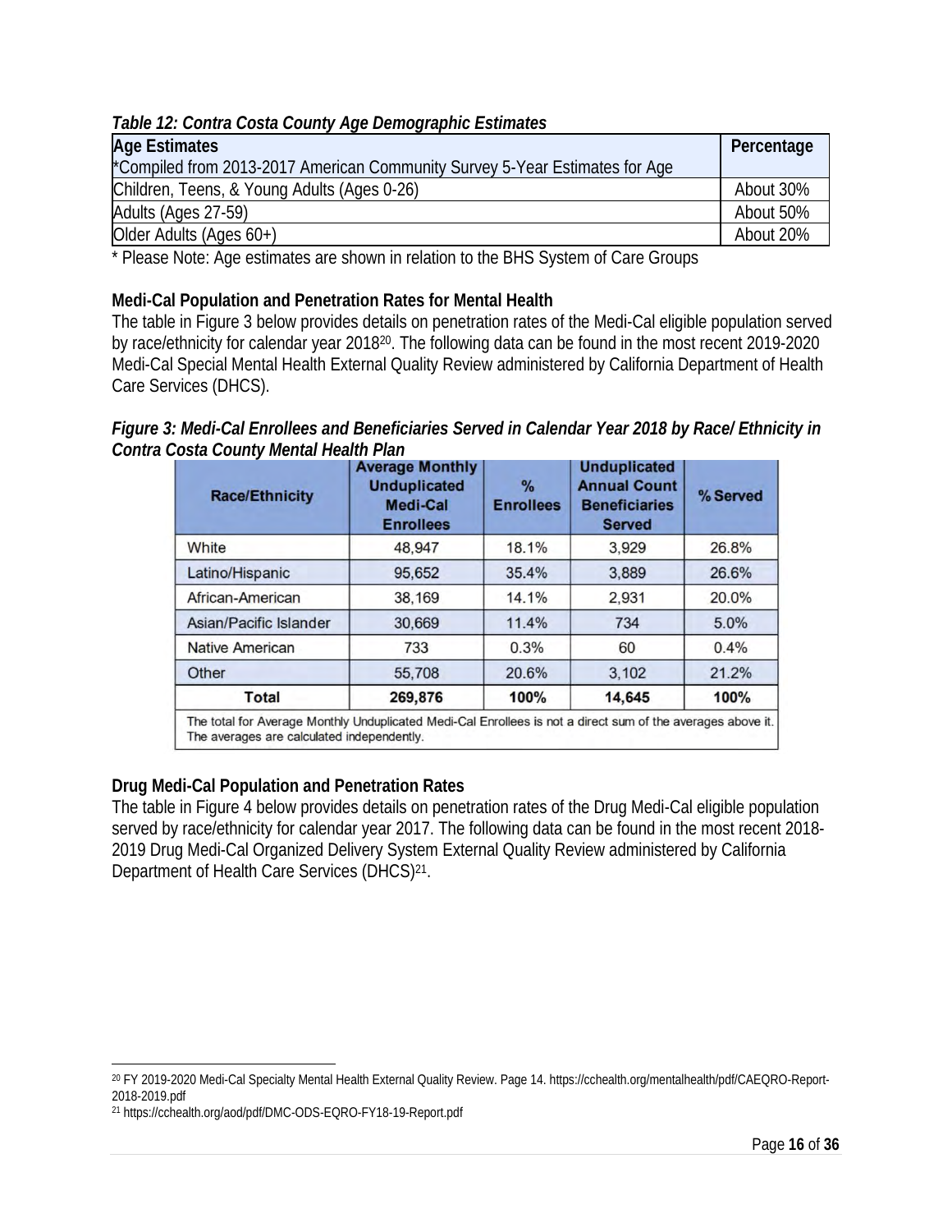*Table 12: Contra Costa County Age Demographic Estimates*

| Age Estimates<br>*Compiled from 2013-2017 American Community Survey 5-Year Estimates for Age | Percentage |
|---|---|
| Children, Teens, & Young Adults (Ages 0-26) | About 30% |
| Adults (Ages 27-59) | About 50% |
| Older Adults (Ages 60+) | About 20% |

\* Please Note: Age estimates are shown in relation to the BHS System of Care Groups

**Medi-Cal Population and Penetration Rates for Mental Health**

The table in Figure 3 below provides details on penetration rates of the Medi-Cal eligible population served by race/ethnicity for calendar year 2018[20]. The following data can be found in the most recent 2019-2020 Medi-Cal Special Mental Health External Quality Review administered by California Department of Health Care Services (DHCS).

***Figure 3: Medi-Cal Enrollees and Beneficiaries Served in Calendar Year 2018 by Race/ Ethnicity in Contra Costa County Mental Health Plan***

| Race/Ethnicity | Average Monthly Unduplicated Medi-Cal Enrollees | % Enrollees | Unduplicated Annual Count Beneficiaries Served | % Served |
|---|---|---|---|---|
| White | 48,947 | 18.1% | 3,929 | 26.8% |
| Latino/Hispanic | 95,652 | 35.4% | 3,889 | 26.6% |
| African-American | 38,169 | 14.1% | 2,931 | 20.0% |
| Asian/Pacific Islander | 30,669 | 11.4% | 734 | 5.0% |
| Native American | 733 | 0.3% | 60 | 0.4% |
| Other | 55,708 | 20.6% | 3,102 | 21.2% |
| **Total** | **269,876** | **100%** | **14,645** | **100%** |

The total for Average Monthly Unduplicated Medi-Cal Enrollees is not a direct sum of the averages above it. The averages are calculated independently.

**Drug Medi-Cal Population and Penetration Rates**

The table in Figure 4 below provides details on penetration rates of the Drug Medi-Cal eligible population served by race/ethnicity for calendar year 2017. The following data can be found in the most recent 2018-2019 Drug Medi-Cal Organized Delivery System External Quality Review administered by California Department of Health Care Services (DHCS)[21].

---

[20] FY 2019-2020 Medi-Cal Specialty Mental Health External Quality Review. Page 14. https://cchealth.org/mentalhealth/pdf/CAEQRO-Report-2018-2019.pdf

[21] https://cchealth.org/aod/pdf/DMC-ODS-EQRO-FY18-19-Report.pdf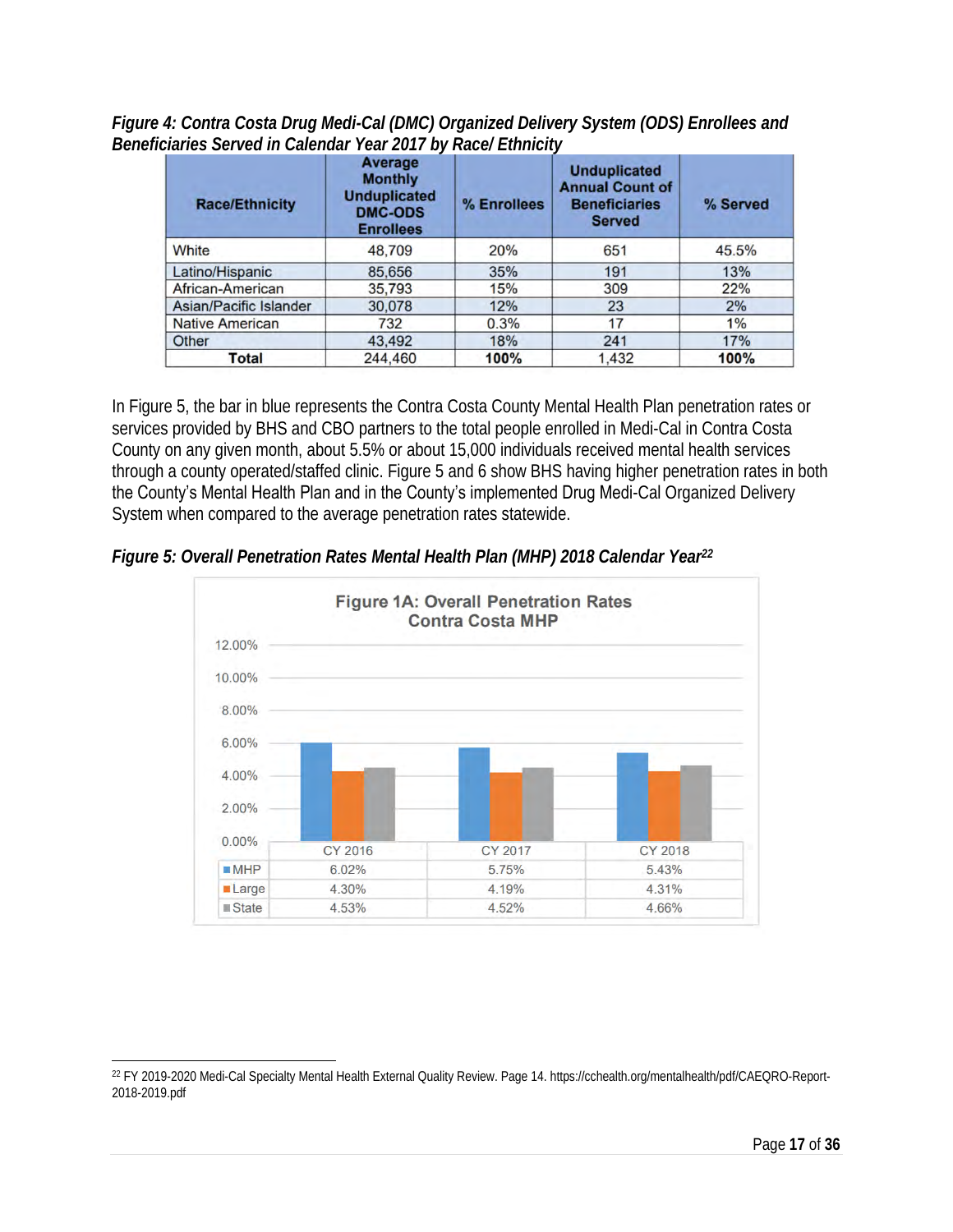*Figure 4: Contra Costa Drug Medi-Cal (DMC) Organized Delivery System (ODS) Enrollees and Beneficiaries Served in Calendar Year 2017 by Race/ Ethnicity*

| Race/Ethnicity | Average Monthly Unduplicated DMC-ODS Enrollees | % Enrollees | Unduplicated Annual Count of Beneficiaries Served | % Served |
|---|---|---|---|---|
| White | 48,709 | 20% | 651 | 45.5% |
| Latino/Hispanic | 85,656 | 35% | 191 | 13% |
| African-American | 35,793 | 15% | 309 | 22% |
| Asian/Pacific Islander | 30,078 | 12% | 23 | 2% |
| Native American | 732 | 0.3% | 17 | 1% |
| Other | 43,492 | 18% | 241 | 17% |
| **Total** | 244,460 | **100%** | 1,432 | **100%** |

In Figure 5, the bar in blue represents the Contra Costa County Mental Health Plan penetration rates or services provided by BHS and CBO partners to the total people enrolled in Medi-Cal in Contra Costa County on any given month, about 5.5% or about 15,000 individuals received mental health services through a county operated/staffed clinic. Figure 5 and 6 show BHS having higher penetration rates in both the County's Mental Health Plan and in the County's implemented Drug Medi-Cal Organized Delivery System when compared to the average penetration rates statewide.

*Figure 5: Overall Penetration Rates Mental Health Plan (MHP) 2018 Calendar Year[22]*

**Figure 1A: Overall Penetration Rates Contra Costa MHP**

| | CY 2016 | CY 2017 | CY 2018 |
|---|---|---|---|
| MHP | 6.02% | 5.75% | 5.43% |
| Large | 4.30% | 4.19% | 4.31% |
| State | 4.53% | 4.52% | 4.66% |

[22] FY 2019-2020 Medi-Cal Specialty Mental Health External Quality Review. Page 14. https://cchealth.org/mentalhealth/pdf/CAEQRO-Report-2018-2019.pdf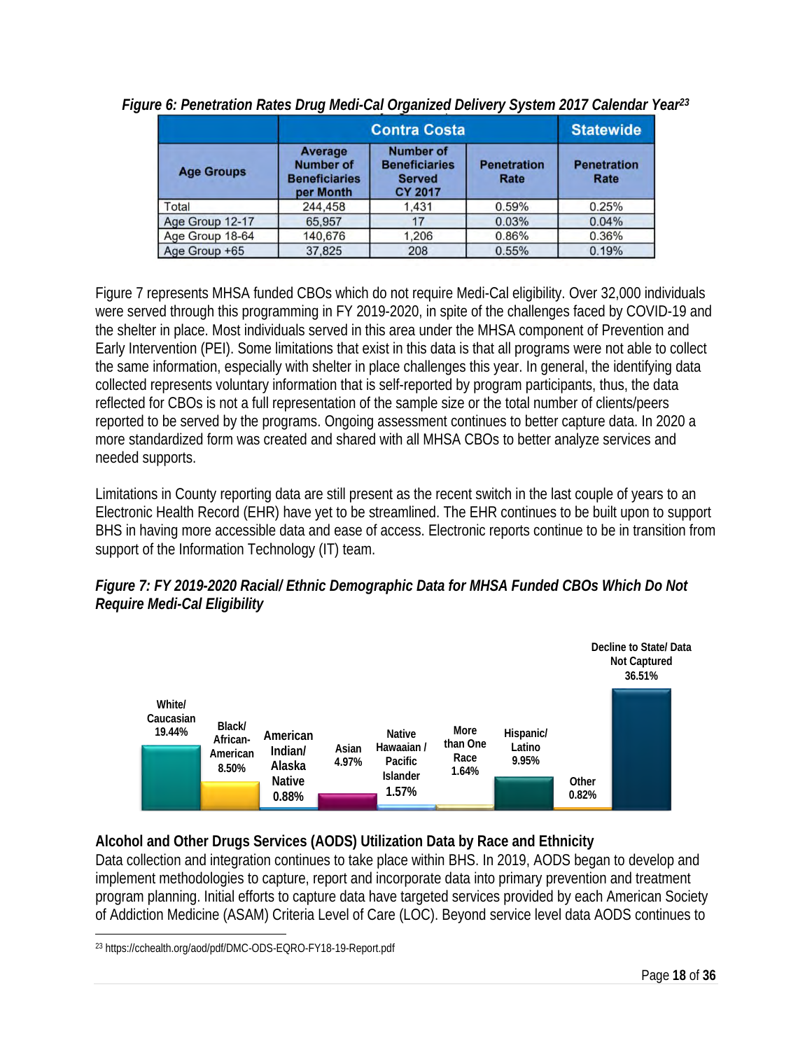*Figure 6: Penetration Rates Drug Medi-Cal Organized Delivery System 2017 Calendar Year*[23]

| | Contra Costa | | | Statewide |
|---|---|---|---|---|
| Age Groups | Average Number of Beneficiaries per Month | Number of Beneficiaries Served CY 2017 | Penetration Rate | Penetration Rate |
| Total | 244,458 | 1,431 | 0.59% | 0.25% |
| Age Group 12-17 | 65,957 | 17 | 0.03% | 0.04% |
| Age Group 18-64 | 140,676 | 1,206 | 0.86% | 0.36% |
| Age Group +65 | 37,825 | 208 | 0.55% | 0.19% |

Figure 7 represents MHSA funded CBOs which do not require Medi-Cal eligibility. Over 32,000 individuals were served through this programming in FY 2019-2020, in spite of the challenges faced by COVID-19 and the shelter in place. Most individuals served in this area under the MHSA component of Prevention and Early Intervention (PEI). Some limitations that exist in this data is that all programs were not able to collect the same information, especially with shelter in place challenges this year. In general, the identifying data collected represents voluntary information that is self-reported by program participants, thus, the data reflected for CBOs is not a full representation of the sample size or the total number of clients/peers reported to be served by the programs. Ongoing assessment continues to better capture data. In 2020 a more standardized form was created and shared with all MHSA CBOs to better analyze services and needed supports.

Limitations in County reporting data are still present as the recent switch in the last couple of years to an Electronic Health Record (EHR) have yet to be streamlined. The EHR continues to be built upon to support BHS in having more accessible data and ease of access. Electronic reports continue to be in transition from support of the Information Technology (IT) team.

*Figure 7: FY 2019-2020 Racial/ Ethnic Demographic Data for MHSA Funded CBOs Which Do Not Require Medi-Cal Eligibility*

| Race/Ethnicity | Percent |
|---|---|
| White/ Caucasian | 19.44% |
| Black/ African-American | 8.50% |
| American Indian/ Alaska Native | 0.88% |
| Asian | 4.97% |
| Native Hawaaian / Pacific Islander | 1.57% |
| More than One Race | 1.64% |
| Hispanic/ Latino | 9.95% |
| Other | 0.82% |
| Decline to State/ Data Not Captured | 36.51% |

**Alcohol and Other Drugs Services (AODS) Utilization Data by Race and Ethnicity**

Data collection and integration continues to take place within BHS. In 2019, AODS began to develop and implement methodologies to capture, report and incorporate data into primary prevention and treatment program planning. Initial efforts to capture data have targeted services provided by each American Society of Addiction Medicine (ASAM) Criteria Level of Care (LOC). Beyond service level data AODS continues to

[23] https://cchealth.org/aod/pdf/DMC-ODS-EQRO-FY18-19-Report.pdf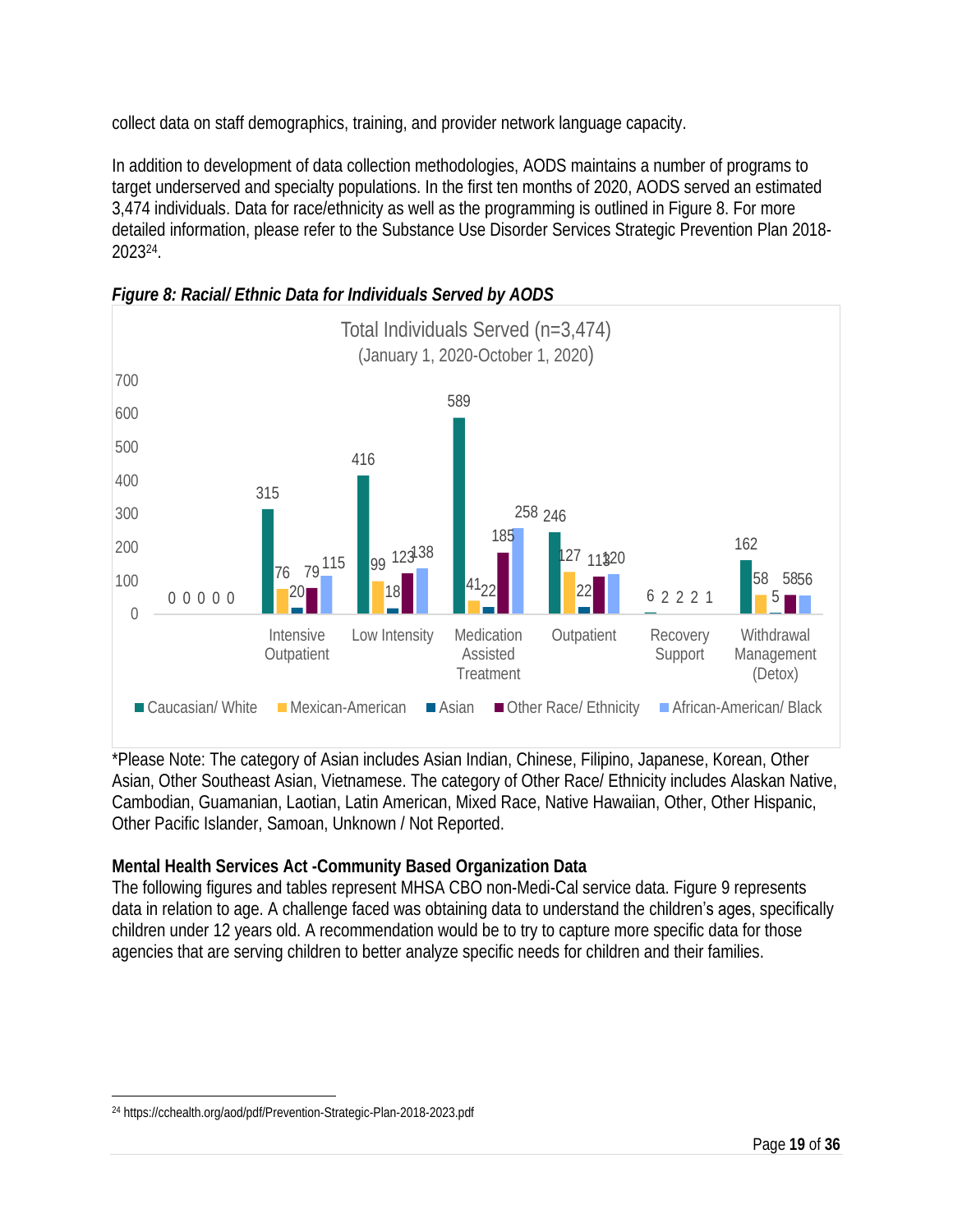collect data on staff demographics, training, and provider network language capacity.

In addition to development of data collection methodologies, AODS maintains a number of programs to target underserved and specialty populations. In the first ten months of 2020, AODS served an estimated 3,474 individuals. Data for race/ethnicity as well as the programming is outlined in Figure 8. For more detailed information, please refer to the Substance Use Disorder Services Strategic Prevention Plan 2018-2023[24].

***Figure 8: Racial/ Ethnic Data for Individuals Served by AODS***

Total Individuals Served (n=3,474)
(January 1, 2020-October 1, 2020)

| Program | Caucasian/ White | Mexican-American | Asian | Other Race/ Ethnicity | African-American/ Black |
|---|---|---|---|---|---|
| (blank) | 0 | 0 | 0 | 0 | 0 |
| Intensive Outpatient | 315 | 76 | 20 | 79 | 115 |
| Low Intensity | 416 | 99 | 18 | 123 | 138 |
| Medication Assisted Treatment | 589 | 41 | 22 | 185 | 258 |
| Outpatient | 246 | 127 | 22 | 113 | 120 |
| Recovery Support | 6 | 2 | 2 | 2 | 1 |
| Withdrawal Management (Detox) | 162 | 58 | 5 | 58 | 56 |

*Please Note: The category of Asian includes Asian Indian, Chinese, Filipino, Japanese, Korean, Other Asian, Other Southeast Asian, Vietnamese. The category of Other Race/ Ethnicity includes Alaskan Native, Cambodian, Guamanian, Laotian, Latin American, Mixed Race, Native Hawaiian, Other, Other Hispanic, Other Pacific Islander, Samoan, Unknown / Not Reported.

**Mental Health Services Act -Community Based Organization Data**

The following figures and tables represent MHSA CBO non-Medi-Cal service data. Figure 9 represents data in relation to age. A challenge faced was obtaining data to understand the children's ages, specifically children under 12 years old. A recommendation would be to try to capture more specific data for those agencies that are serving children to better analyze specific needs for children and their families.

[24] https://cchealth.org/aod/pdf/Prevention-Strategic-Plan-2018-2023.pdf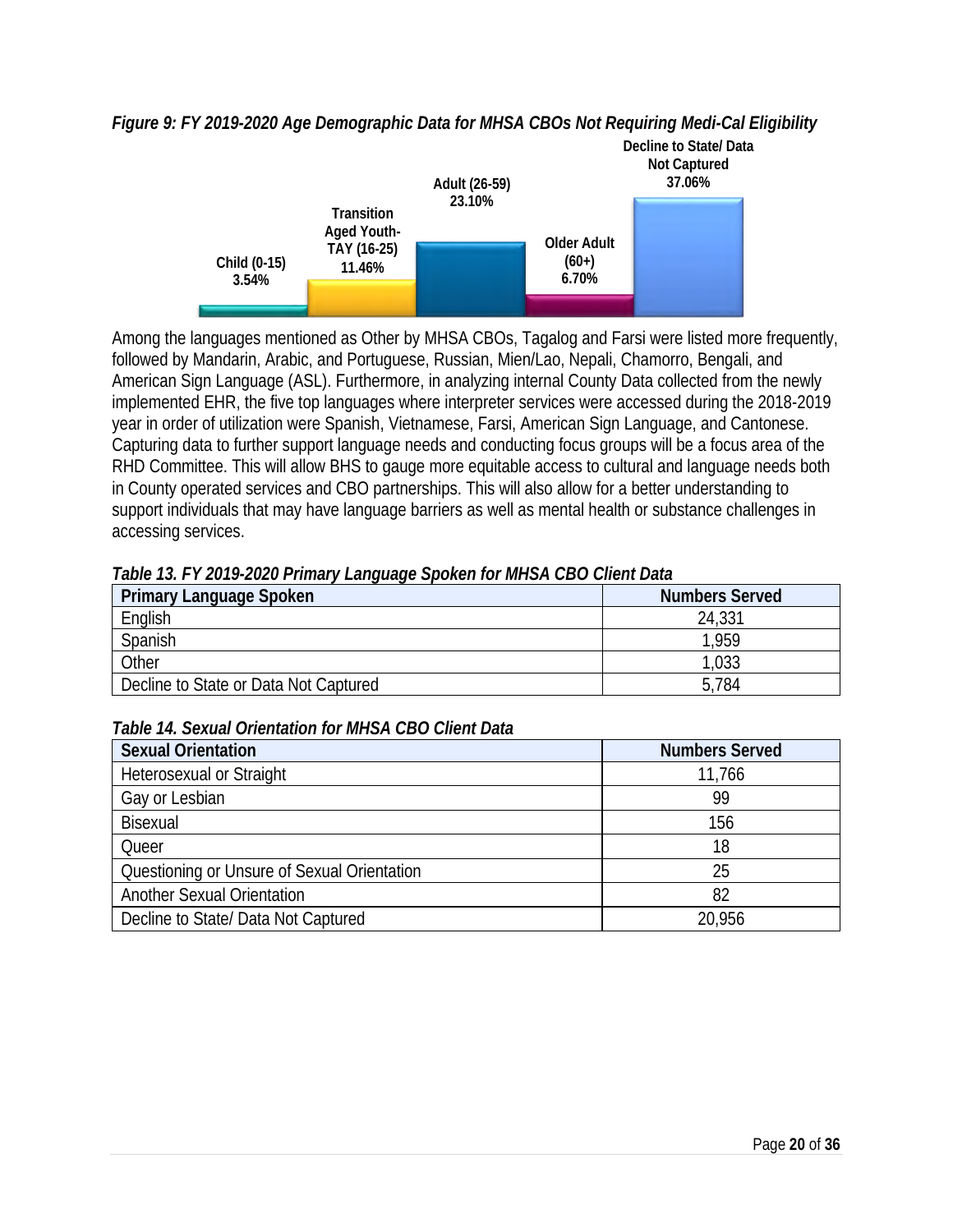*Figure 9: FY 2019-2020 Age Demographic Data for MHSA CBOs Not Requiring Medi-Cal Eligibility*

Child (0-15) 3.54%

Transition Aged Youth-TAY (16-25) 11.46%

Adult (26-59) 23.10%

Older Adult (60+) 6.70%

Decline to State/ Data Not Captured 37.06%

Among the languages mentioned as Other by MHSA CBOs, Tagalog and Farsi were listed more frequently, followed by Mandarin, Arabic, and Portuguese, Russian, Mien/Lao, Nepali, Chamorro, Bengali, and American Sign Language (ASL). Furthermore, in analyzing internal County Data collected from the newly implemented EHR, the five top languages where interpreter services were accessed during the 2018-2019 year in order of utilization were Spanish, Vietnamese, Farsi, American Sign Language, and Cantonese. Capturing data to further support language needs and conducting focus groups will be a focus area of the RHD Committee. This will allow BHS to gauge more equitable access to cultural and language needs both in County operated services and CBO partnerships. This will also allow for a better understanding to support individuals that may have language barriers as well as mental health or substance challenges in accessing services.

***Table 13. FY 2019-2020 Primary Language Spoken for MHSA CBO Client Data***

| Primary Language Spoken | Numbers Served |
|---|---|
| English | 24,331 |
| Spanish | 1,959 |
| Other | 1,033 |
| Decline to State or Data Not Captured | 5,784 |

***Table 14. Sexual Orientation for MHSA CBO Client Data***

| Sexual Orientation | Numbers Served |
|---|---|
| Heterosexual or Straight | 11,766 |
| Gay or Lesbian | 99 |
| Bisexual | 156 |
| Queer | 18 |
| Questioning or Unsure of Sexual Orientation | 25 |
| Another Sexual Orientation | 82 |
| Decline to State/ Data Not Captured | 20,956 |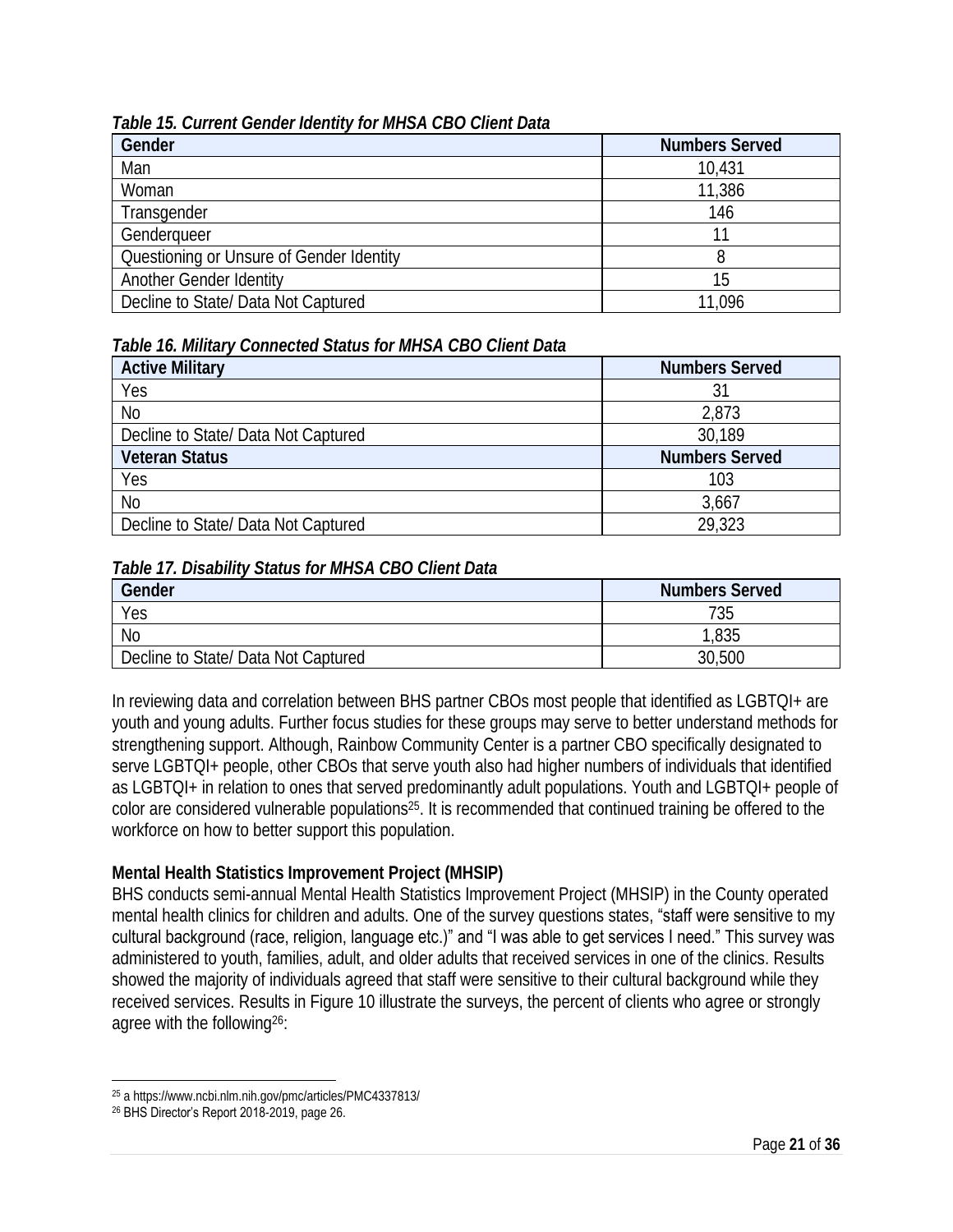*Table 15. Current Gender Identity for MHSA CBO Client Data*

| Gender | Numbers Served |
|---|---|
| Man | 10,431 |
| Woman | 11,386 |
| Transgender | 146 |
| Genderqueer | 11 |
| Questioning or Unsure of Gender Identity | 8 |
| Another Gender Identity | 15 |
| Decline to State/ Data Not Captured | 11,096 |

*Table 16. Military Connected Status for MHSA CBO Client Data*

| Active Military | Numbers Served |
|---|---|
| Yes | 31 |
| No | 2,873 |
| Decline to State/ Data Not Captured | 30,189 |
| **Veteran Status** | **Numbers Served** |
| Yes | 103 |
| No | 3,667 |
| Decline to State/ Data Not Captured | 29,323 |

*Table 17. Disability Status for MHSA CBO Client Data*

| Gender | Numbers Served |
|---|---|
| Yes | 735 |
| No | 1,835 |
| Decline to State/ Data Not Captured | 30,500 |

In reviewing data and correlation between BHS partner CBOs most people that identified as LGBTQI+ are youth and young adults. Further focus studies for these groups may serve to better understand methods for strengthening support. Although, Rainbow Community Center is a partner CBO specifically designated to serve LGBTQI+ people, other CBOs that serve youth also had higher numbers of individuals that identified as LGBTQI+ in relation to ones that served predominantly adult populations. Youth and LGBTQI+ people of color are considered vulnerable populations[25]. It is recommended that continued training be offered to the workforce on how to better support this population.

**Mental Health Statistics Improvement Project (MHSIP)**

BHS conducts semi-annual Mental Health Statistics Improvement Project (MHSIP) in the County operated mental health clinics for children and adults. One of the survey questions states, "staff were sensitive to my cultural background (race, religion, language etc.)" and "I was able to get services I need." This survey was administered to youth, families, adult, and older adults that received services in one of the clinics. Results showed the majority of individuals agreed that staff were sensitive to their cultural background while they received services. Results in Figure 10 illustrate the surveys, the percent of clients who agree or strongly agree with the following[26]:

[25] a https://www.ncbi.nlm.nih.gov/pmc/articles/PMC4337813/

[26] BHS Director's Report 2018-2019, page 26.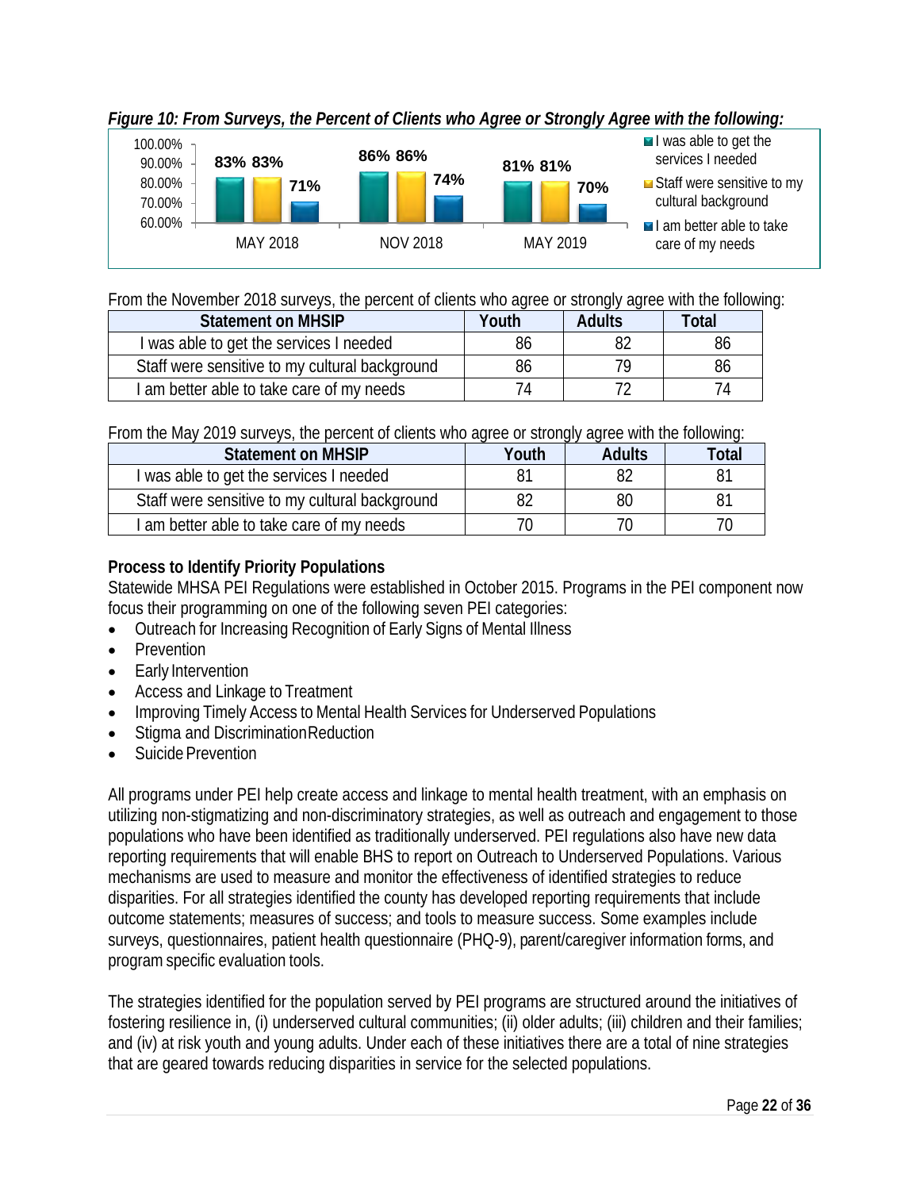*Figure 10: From Surveys, the Percent of Clients who Agree or Strongly Agree with the following:*

| | I was able to get the services I needed | Staff were sensitive to my cultural background | I am better able to take care of my needs |
|---|---|---|---|
| MAY 2018 | 83% | 83% | 71% |
| NOV 2018 | 86% | 86% | 74% |
| MAY 2019 | 81% | 81% | 70% |

From the November 2018 surveys, the percent of clients who agree or strongly agree with the following:

| Statement on MHSIP | Youth | Adults | Total |
|---|---|---|---|
| I was able to get the services I needed | 86 | 82 | 86 |
| Staff were sensitive to my cultural background | 86 | 79 | 86 |
| I am better able to take care of my needs | 74 | 72 | 74 |

From the May 2019 surveys, the percent of clients who agree or strongly agree with the following:

| Statement on MHSIP | Youth | Adults | Total |
|---|---|---|---|
| I was able to get the services I needed | 81 | 82 | 81 |
| Staff were sensitive to my cultural background | 82 | 80 | 81 |
| I am better able to take care of my needs | 70 | 70 | 70 |

**Process to Identify Priority Populations**

Statewide MHSA PEI Regulations were established in October 2015. Programs in the PEI component now focus their programming on one of the following seven PEI categories:

- Outreach for Increasing Recognition of Early Signs of Mental Illness
- Prevention
- Early Intervention
- Access and Linkage to Treatment
- Improving Timely Access to Mental Health Services for Underserved Populations
- Stigma and Discrimination Reduction
- Suicide Prevention

All programs under PEI help create access and linkage to mental health treatment, with an emphasis on utilizing non-stigmatizing and non-discriminatory strategies, as well as outreach and engagement to those populations who have been identified as traditionally underserved. PEI regulations also have new data reporting requirements that will enable BHS to report on Outreach to Underserved Populations. Various mechanisms are used to measure and monitor the effectiveness of identified strategies to reduce disparities. For all strategies identified the county has developed reporting requirements that include outcome statements; measures of success; and tools to measure success. Some examples include surveys, questionnaires, patient health questionnaire (PHQ-9), parent/caregiver information forms, and program specific evaluation tools.

The strategies identified for the population served by PEI programs are structured around the initiatives of fostering resilience in, (i) underserved cultural communities; (ii) older adults; (iii) children and their families; and (iv) at risk youth and young adults. Under each of these initiatives there are a total of nine strategies that are geared towards reducing disparities in service for the selected populations.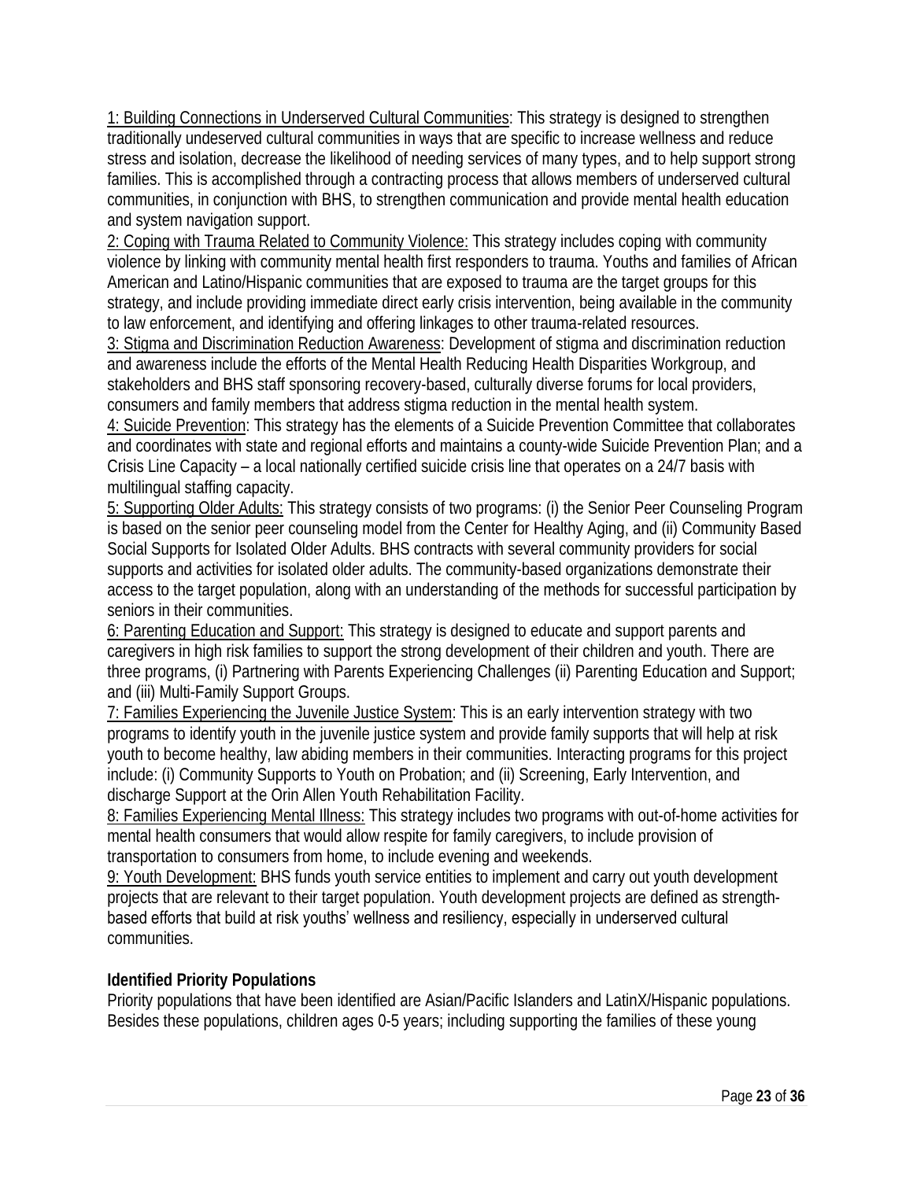1: Building Connections in Underserved Cultural Communities: This strategy is designed to strengthen traditionally undeserved cultural communities in ways that are specific to increase wellness and reduce stress and isolation, decrease the likelihood of needing services of many types, and to help support strong families. This is accomplished through a contracting process that allows members of underserved cultural communities, in conjunction with BHS, to strengthen communication and provide mental health education and system navigation support.
2: Coping with Trauma Related to Community Violence: This strategy includes coping with community violence by linking with community mental health first responders to trauma. Youths and families of African American and Latino/Hispanic communities that are exposed to trauma are the target groups for this strategy, and include providing immediate direct early crisis intervention, being available in the community to law enforcement, and identifying and offering linkages to other trauma-related resources.
3: Stigma and Discrimination Reduction Awareness: Development of stigma and discrimination reduction and awareness include the efforts of the Mental Health Reducing Health Disparities Workgroup, and stakeholders and BHS staff sponsoring recovery-based, culturally diverse forums for local providers, consumers and family members that address stigma reduction in the mental health system.
4: Suicide Prevention: This strategy has the elements of a Suicide Prevention Committee that collaborates and coordinates with state and regional efforts and maintains a county-wide Suicide Prevention Plan; and a Crisis Line Capacity – a local nationally certified suicide crisis line that operates on a 24/7 basis with multilingual staffing capacity.
5: Supporting Older Adults: This strategy consists of two programs: (i) the Senior Peer Counseling Program is based on the senior peer counseling model from the Center for Healthy Aging, and (ii) Community Based Social Supports for Isolated Older Adults. BHS contracts with several community providers for social supports and activities for isolated older adults. The community-based organizations demonstrate their access to the target population, along with an understanding of the methods for successful participation by seniors in their communities.
6: Parenting Education and Support: This strategy is designed to educate and support parents and caregivers in high risk families to support the strong development of their children and youth. There are three programs, (i) Partnering with Parents Experiencing Challenges (ii) Parenting Education and Support; and (iii) Multi-Family Support Groups.
7: Families Experiencing the Juvenile Justice System: This is an early intervention strategy with two programs to identify youth in the juvenile justice system and provide family supports that will help at risk youth to become healthy, law abiding members in their communities. Interacting programs for this project include: (i) Community Supports to Youth on Probation; and (ii) Screening, Early Intervention, and discharge Support at the Orin Allen Youth Rehabilitation Facility.
8: Families Experiencing Mental Illness: This strategy includes two programs with out-of-home activities for mental health consumers that would allow respite for family caregivers, to include provision of transportation to consumers from home, to include evening and weekends.
9: Youth Development: BHS funds youth service entities to implement and carry out youth development projects that are relevant to their target population. Youth development projects are defined as strength-based efforts that build at risk youths' wellness and resiliency, especially in underserved cultural communities.

**Identified Priority Populations**

Priority populations that have been identified are Asian/Pacific Islanders and LatinX/Hispanic populations. Besides these populations, children ages 0-5 years; including supporting the families of these young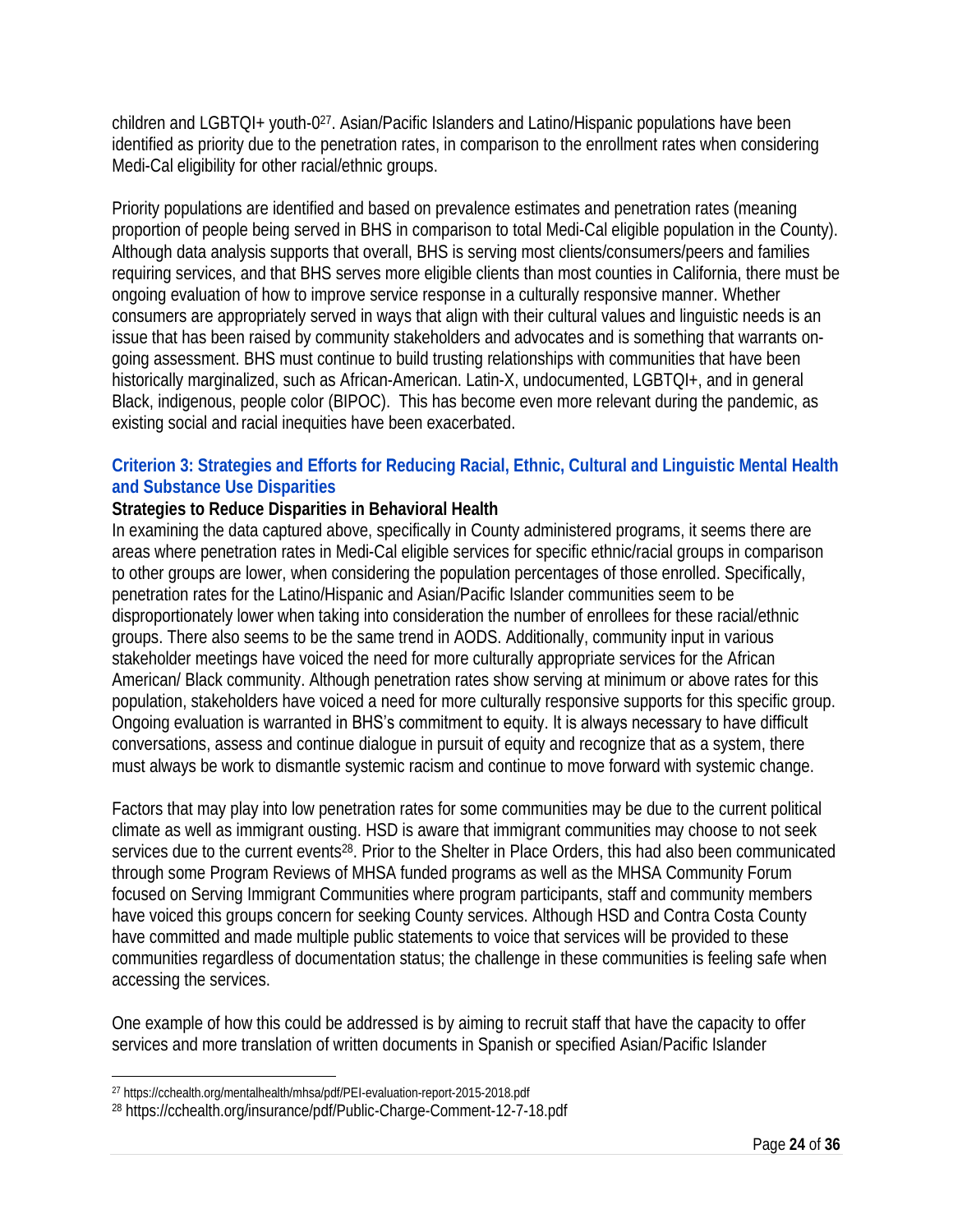children and LGBTQI+ youth-0[27]. Asian/Pacific Islanders and Latino/Hispanic populations have been identified as priority due to the penetration rates, in comparison to the enrollment rates when considering Medi-Cal eligibility for other racial/ethnic groups.

Priority populations are identified and based on prevalence estimates and penetration rates (meaning proportion of people being served in BHS in comparison to total Medi-Cal eligible population in the County). Although data analysis supports that overall, BHS is serving most clients/consumers/peers and families requiring services, and that BHS serves more eligible clients than most counties in California, there must be ongoing evaluation of how to improve service response in a culturally responsive manner. Whether consumers are appropriately served in ways that align with their cultural values and linguistic needs is an issue that has been raised by community stakeholders and advocates and is something that warrants on-going assessment. BHS must continue to build trusting relationships with communities that have been historically marginalized, such as African-American. Latin-X, undocumented, LGBTQI+, and in general Black, indigenous, people color (BIPOC). This has become even more relevant during the pandemic, as existing social and racial inequities have been exacerbated.

## Criterion 3: Strategies and Efforts for Reducing Racial, Ethnic, Cultural and Linguistic Mental Health and Substance Use Disparities

**Strategies to Reduce Disparities in Behavioral Health**

In examining the data captured above, specifically in County administered programs, it seems there are areas where penetration rates in Medi-Cal eligible services for specific ethnic/racial groups in comparison to other groups are lower, when considering the population percentages of those enrolled. Specifically, penetration rates for the Latino/Hispanic and Asian/Pacific Islander communities seem to be disproportionately lower when taking into consideration the number of enrollees for these racial/ethnic groups. There also seems to be the same trend in AODS. Additionally, community input in various stakeholder meetings have voiced the need for more culturally appropriate services for the African American/ Black community. Although penetration rates show serving at minimum or above rates for this population, stakeholders have voiced a need for more culturally responsive supports for this specific group. Ongoing evaluation is warranted in BHS's commitment to equity. It is always necessary to have difficult conversations, assess and continue dialogue in pursuit of equity and recognize that as a system, there must always be work to dismantle systemic racism and continue to move forward with systemic change.

Factors that may play into low penetration rates for some communities may be due to the current political climate as well as immigrant ousting. HSD is aware that immigrant communities may choose to not seek services due to the current events[28]. Prior to the Shelter in Place Orders, this had also been communicated through some Program Reviews of MHSA funded programs as well as the MHSA Community Forum focused on Serving Immigrant Communities where program participants, staff and community members have voiced this groups concern for seeking County services. Although HSD and Contra Costa County have committed and made multiple public statements to voice that services will be provided to these communities regardless of documentation status; the challenge in these communities is feeling safe when accessing the services.

One example of how this could be addressed is by aiming to recruit staff that have the capacity to offer services and more translation of written documents in Spanish or specified Asian/Pacific Islander

[27] https://cchealth.org/mentalhealth/mhsa/pdf/PEI-evaluation-report-2015-2018.pdf

[28] https://cchealth.org/insurance/pdf/Public-Charge-Comment-12-7-18.pdf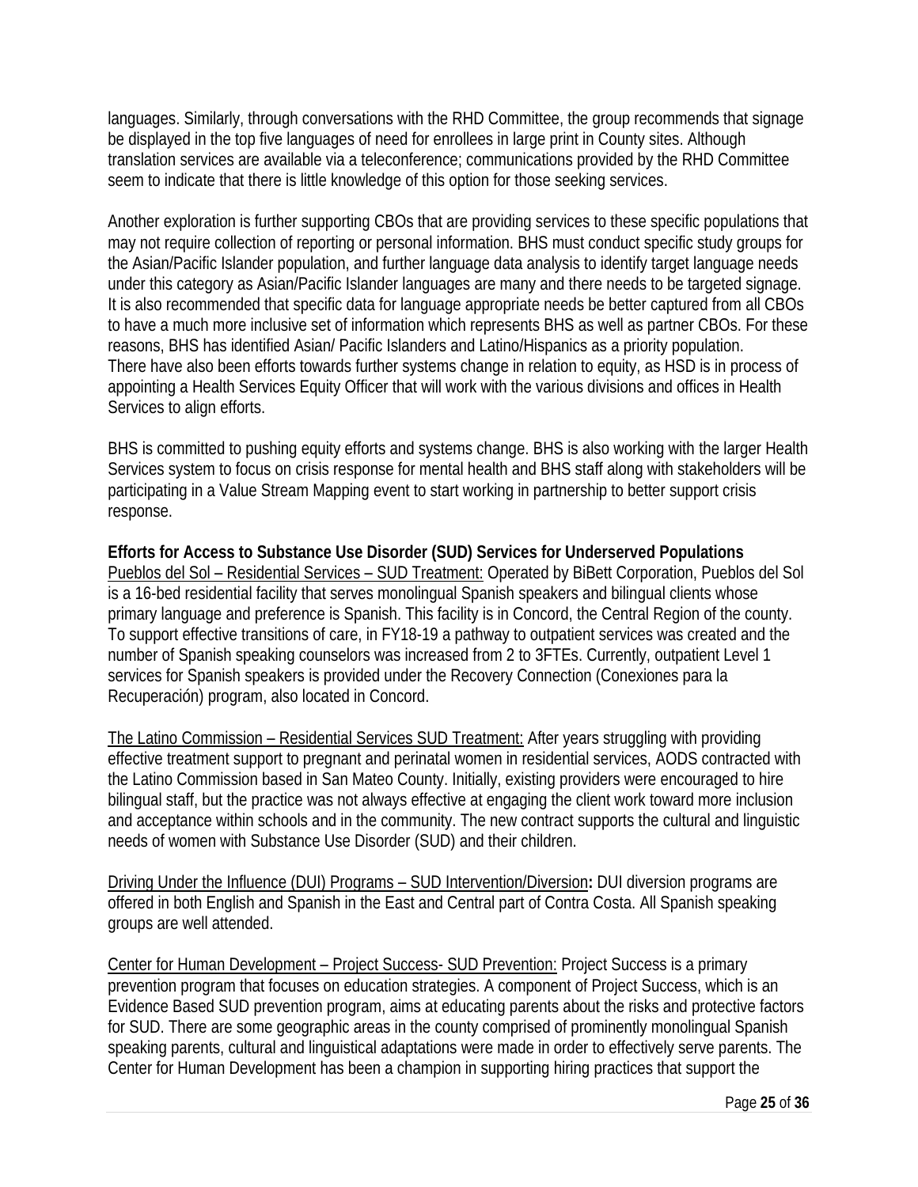languages. Similarly, through conversations with the RHD Committee, the group recommends that signage be displayed in the top five languages of need for enrollees in large print in County sites. Although translation services are available via a teleconference; communications provided by the RHD Committee seem to indicate that there is little knowledge of this option for those seeking services.

Another exploration is further supporting CBOs that are providing services to these specific populations that may not require collection of reporting or personal information. BHS must conduct specific study groups for the Asian/Pacific Islander population, and further language data analysis to identify target language needs under this category as Asian/Pacific Islander languages are many and there needs to be targeted signage. It is also recommended that specific data for language appropriate needs be better captured from all CBOs to have a much more inclusive set of information which represents BHS as well as partner CBOs. For these reasons, BHS has identified Asian/ Pacific Islanders and Latino/Hispanics as a priority population. There have also been efforts towards further systems change in relation to equity, as HSD is in process of appointing a Health Services Equity Officer that will work with the various divisions and offices in Health Services to align efforts.

BHS is committed to pushing equity efforts and systems change. BHS is also working with the larger Health Services system to focus on crisis response for mental health and BHS staff along with stakeholders will be participating in a Value Stream Mapping event to start working in partnership to better support crisis response.

**Efforts for Access to Substance Use Disorder (SUD) Services for Underserved Populations**

Pueblos del Sol – Residential Services – SUD Treatment: Operated by BiBett Corporation, Pueblos del Sol is a 16-bed residential facility that serves monolingual Spanish speakers and bilingual clients whose primary language and preference is Spanish. This facility is in Concord, the Central Region of the county. To support effective transitions of care, in FY18-19 a pathway to outpatient services was created and the number of Spanish speaking counselors was increased from 2 to 3FTEs. Currently, outpatient Level 1 services for Spanish speakers is provided under the Recovery Connection (Conexiones para la Recuperación) program, also located in Concord.

The Latino Commission – Residential Services SUD Treatment: After years struggling with providing effective treatment support to pregnant and perinatal women in residential services, AODS contracted with the Latino Commission based in San Mateo County. Initially, existing providers were encouraged to hire bilingual staff, but the practice was not always effective at engaging the client work toward more inclusion and acceptance within schools and in the community. The new contract supports the cultural and linguistic needs of women with Substance Use Disorder (SUD) and their children.

Driving Under the Influence (DUI) Programs – SUD Intervention/Diversion**:** DUI diversion programs are offered in both English and Spanish in the East and Central part of Contra Costa. All Spanish speaking groups are well attended.

Center for Human Development – Project Success- SUD Prevention: Project Success is a primary prevention program that focuses on education strategies. A component of Project Success, which is an Evidence Based SUD prevention program, aims at educating parents about the risks and protective factors for SUD. There are some geographic areas in the county comprised of prominently monolingual Spanish speaking parents, cultural and linguistical adaptations were made in order to effectively serve parents. The Center for Human Development has been a champion in supporting hiring practices that support the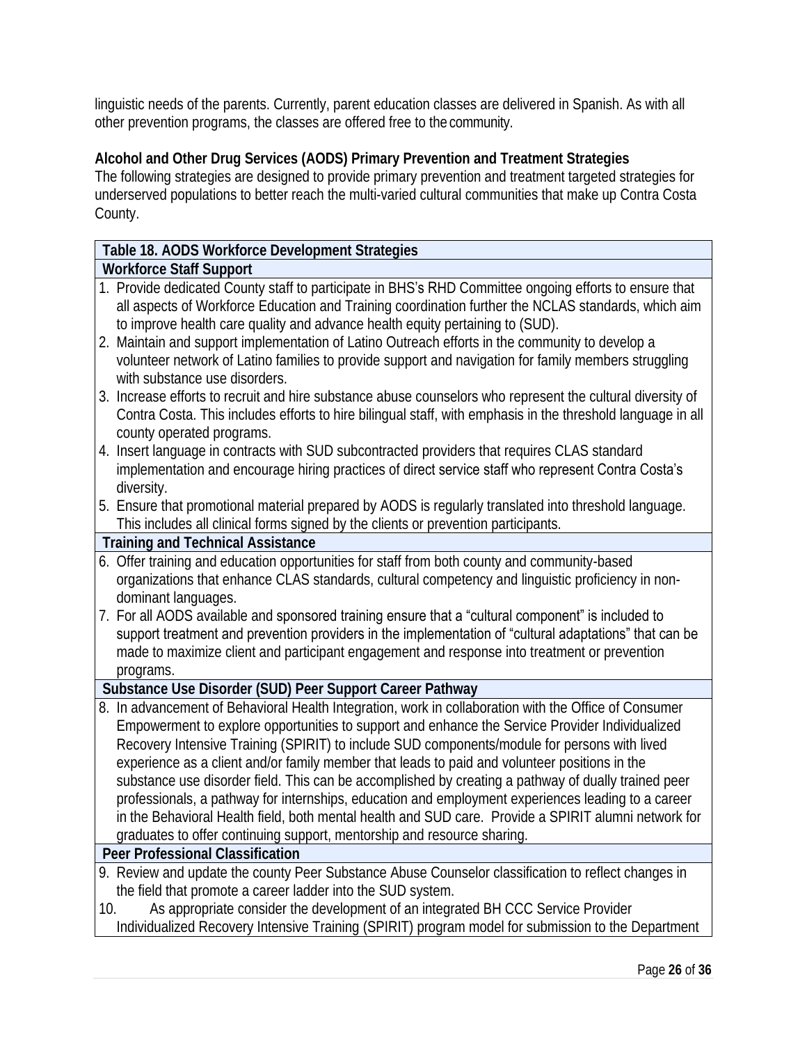linguistic needs of the parents. Currently, parent education classes are delivered in Spanish. As with all other prevention programs, the classes are offered free to the community.

**Alcohol and Other Drug Services (AODS) Primary Prevention and Treatment Strategies**

The following strategies are designed to provide primary prevention and treatment targeted strategies for underserved populations to better reach the multi-varied cultural communities that make up Contra Costa County.

| Table 18. AODS Workforce Development Strategies |
|---|
| **Workforce Staff Support** |
| 1. Provide dedicated County staff to participate in BHS's RHD Committee ongoing efforts to ensure that all aspects of Workforce Education and Training coordination further the NCLAS standards, which aim to improve health care quality and advance health equity pertaining to (SUD).<br>2. Maintain and support implementation of Latino Outreach efforts in the community to develop a volunteer network of Latino families to provide support and navigation for family members struggling with substance use disorders.<br>3. Increase efforts to recruit and hire substance abuse counselors who represent the cultural diversity of Contra Costa. This includes efforts to hire bilingual staff, with emphasis in the threshold language in all county operated programs.<br>4. Insert language in contracts with SUD subcontracted providers that requires CLAS standard implementation and encourage hiring practices of direct service staff who represent Contra Costa's diversity.<br>5. Ensure that promotional material prepared by AODS is regularly translated into threshold language. This includes all clinical forms signed by the clients or prevention participants. |
| **Training and Technical Assistance** |
| 6. Offer training and education opportunities for staff from both county and community-based organizations that enhance CLAS standards, cultural competency and linguistic proficiency in non-dominant languages.<br>7. For all AODS available and sponsored training ensure that a "cultural component" is included to support treatment and prevention providers in the implementation of "cultural adaptations" that can be made to maximize client and participant engagement and response into treatment or prevention programs. |
| **Substance Use Disorder (SUD) Peer Support Career Pathway** |
| 8. In advancement of Behavioral Health Integration, work in collaboration with the Office of Consumer Empowerment to explore opportunities to support and enhance the Service Provider Individualized Recovery Intensive Training (SPIRIT) to include SUD components/module for persons with lived experience as a client and/or family member that leads to paid and volunteer positions in the substance use disorder field. This can be accomplished by creating a pathway of dually trained peer professionals, a pathway for internships, education and employment experiences leading to a career in the Behavioral Health field, both mental health and SUD care. Provide a SPIRIT alumni network for graduates to offer continuing support, mentorship and resource sharing. |
| **Peer Professional Classification** |
| 9. Review and update the county Peer Substance Abuse Counselor classification to reflect changes in the field that promote a career ladder into the SUD system.<br>10. As appropriate consider the development of an integrated BH CCC Service Provider Individualized Recovery Intensive Training (SPIRIT) program model for submission to the Department |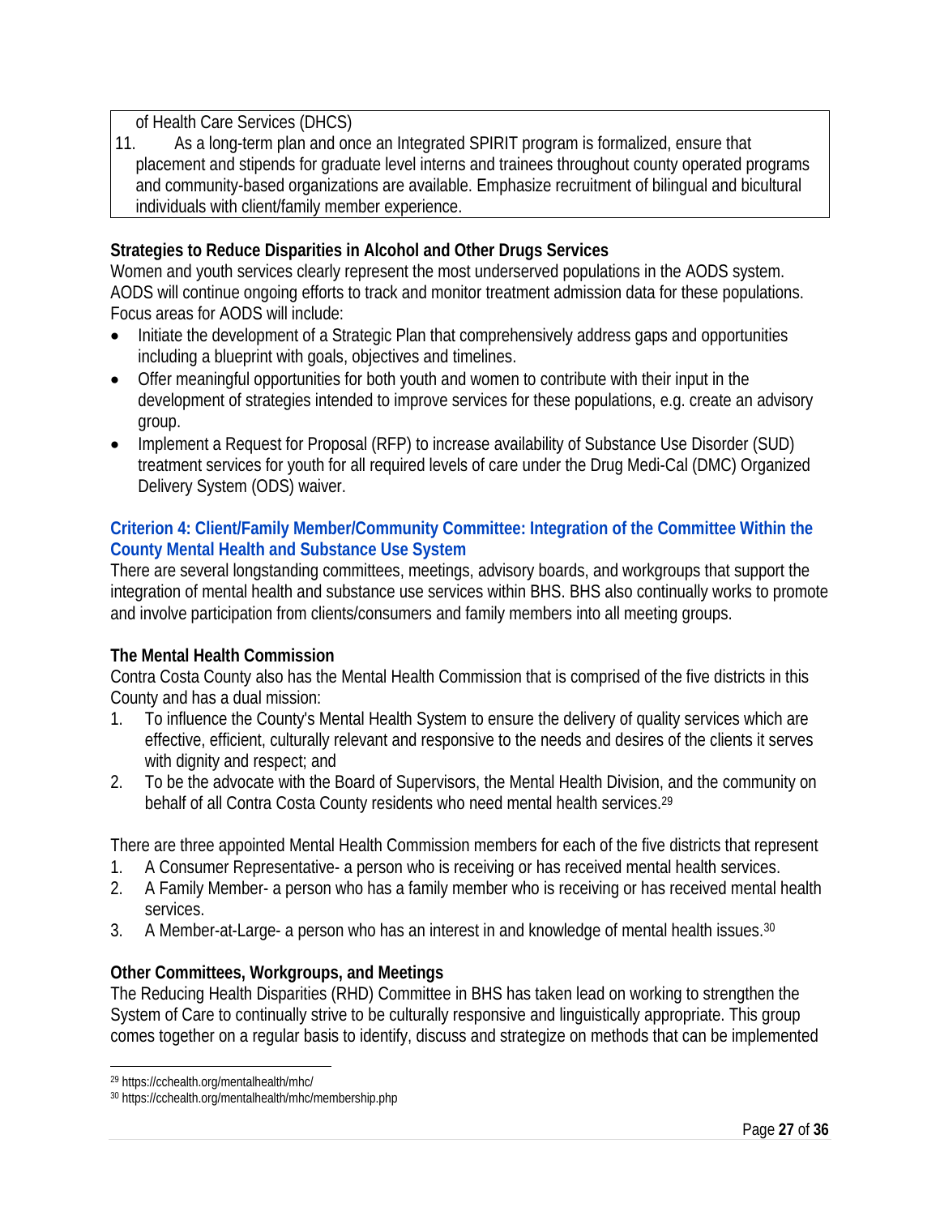of Health Care Services (DHCS)

11. As a long-term plan and once an Integrated SPIRIT program is formalized, ensure that placement and stipends for graduate level interns and trainees throughout county operated programs and community-based organizations are available. Emphasize recruitment of bilingual and bicultural individuals with client/family member experience.

**Strategies to Reduce Disparities in Alcohol and Other Drugs Services**

Women and youth services clearly represent the most underserved populations in the AODS system. AODS will continue ongoing efforts to track and monitor treatment admission data for these populations. Focus areas for AODS will include:

- Initiate the development of a Strategic Plan that comprehensively address gaps and opportunities including a blueprint with goals, objectives and timelines.
- Offer meaningful opportunities for both youth and women to contribute with their input in the development of strategies intended to improve services for these populations, e.g. create an advisory group.
- Implement a Request for Proposal (RFP) to increase availability of Substance Use Disorder (SUD) treatment services for youth for all required levels of care under the Drug Medi-Cal (DMC) Organized Delivery System (ODS) waiver.

## Criterion 4: Client/Family Member/Community Committee: Integration of the Committee Within the County Mental Health and Substance Use System

There are several longstanding committees, meetings, advisory boards, and workgroups that support the integration of mental health and substance use services within BHS. BHS also continually works to promote and involve participation from clients/consumers and family members into all meeting groups.

**The Mental Health Commission**

Contra Costa County also has the Mental Health Commission that is comprised of the five districts in this County and has a dual mission:

1. To influence the County's Mental Health System to ensure the delivery of quality services which are effective, efficient, culturally relevant and responsive to the needs and desires of the clients it serves with dignity and respect; and
2. To be the advocate with the Board of Supervisors, the Mental Health Division, and the community on behalf of all Contra Costa County residents who need mental health services.[29]

There are three appointed Mental Health Commission members for each of the five districts that represent

1. A Consumer Representative- a person who is receiving or has received mental health services.
2. A Family Member- a person who has a family member who is receiving or has received mental health services.
3. A Member-at-Large- a person who has an interest in and knowledge of mental health issues.[30]

**Other Committees, Workgroups, and Meetings**

The Reducing Health Disparities (RHD) Committee in BHS has taken lead on working to strengthen the System of Care to continually strive to be culturally responsive and linguistically appropriate. This group comes together on a regular basis to identify, discuss and strategize on methods that can be implemented

[29] https://cchealth.org/mentalhealth/mhc/

[30] https://cchealth.org/mentalhealth/mhc/membership.php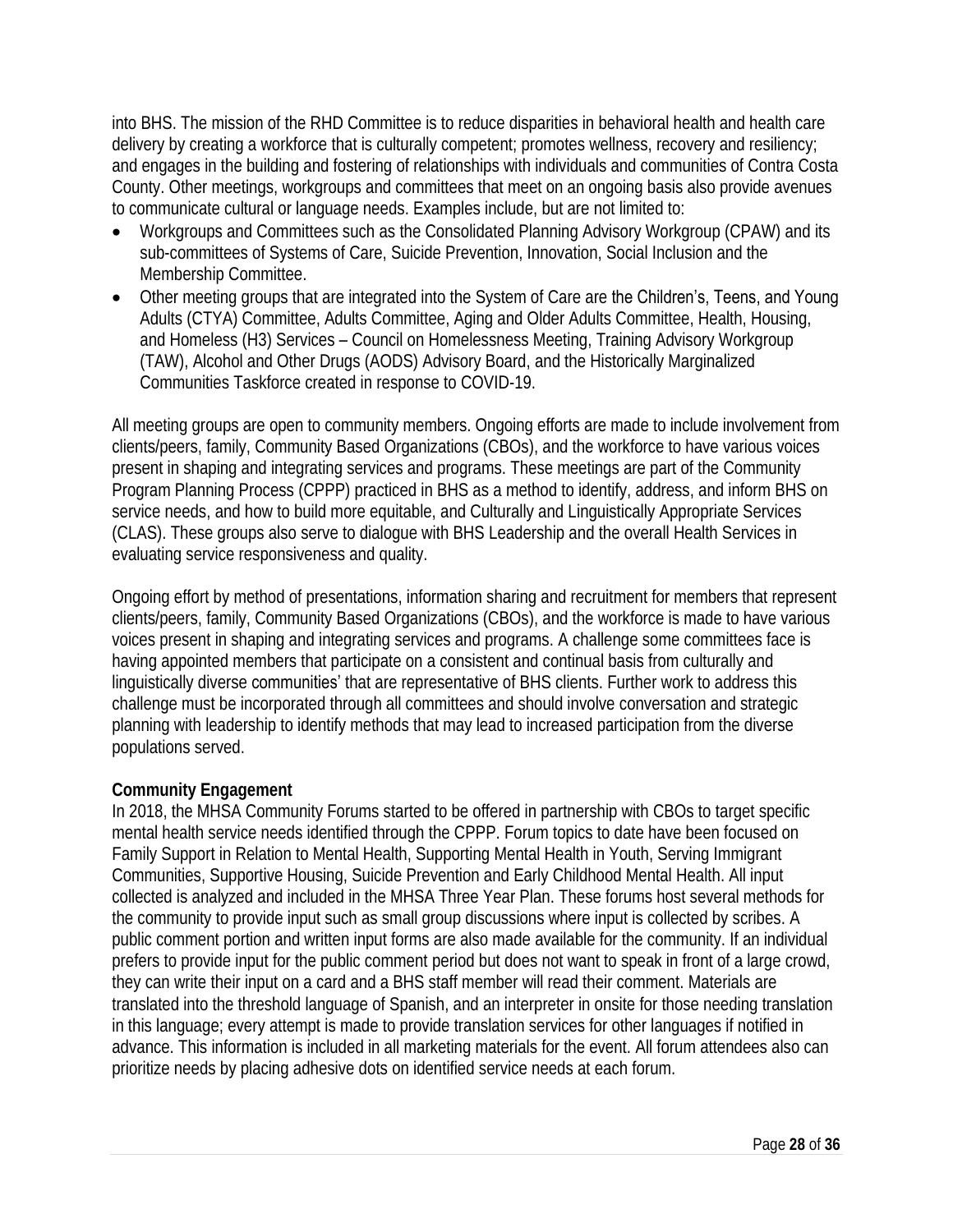into BHS. The mission of the RHD Committee is to reduce disparities in behavioral health and health care delivery by creating a workforce that is culturally competent; promotes wellness, recovery and resiliency; and engages in the building and fostering of relationships with individuals and communities of Contra Costa County. Other meetings, workgroups and committees that meet on an ongoing basis also provide avenues to communicate cultural or language needs. Examples include, but are not limited to:

- Workgroups and Committees such as the Consolidated Planning Advisory Workgroup (CPAW) and its sub-committees of Systems of Care, Suicide Prevention, Innovation, Social Inclusion and the Membership Committee.
- Other meeting groups that are integrated into the System of Care are the Children's, Teens, and Young Adults (CTYA) Committee, Adults Committee, Aging and Older Adults Committee, Health, Housing, and Homeless (H3) Services – Council on Homelessness Meeting, Training Advisory Workgroup (TAW), Alcohol and Other Drugs (AODS) Advisory Board, and the Historically Marginalized Communities Taskforce created in response to COVID-19.

All meeting groups are open to community members. Ongoing efforts are made to include involvement from clients/peers, family, Community Based Organizations (CBOs), and the workforce to have various voices present in shaping and integrating services and programs. These meetings are part of the Community Program Planning Process (CPPP) practiced in BHS as a method to identify, address, and inform BHS on service needs, and how to build more equitable, and Culturally and Linguistically Appropriate Services (CLAS). These groups also serve to dialogue with BHS Leadership and the overall Health Services in evaluating service responsiveness and quality.

Ongoing effort by method of presentations, information sharing and recruitment for members that represent clients/peers, family, Community Based Organizations (CBOs), and the workforce is made to have various voices present in shaping and integrating services and programs. A challenge some committees face is having appointed members that participate on a consistent and continual basis from culturally and linguistically diverse communities' that are representative of BHS clients. Further work to address this challenge must be incorporated through all committees and should involve conversation and strategic planning with leadership to identify methods that may lead to increased participation from the diverse populations served.

**Community Engagement**

In 2018, the MHSA Community Forums started to be offered in partnership with CBOs to target specific mental health service needs identified through the CPPP. Forum topics to date have been focused on Family Support in Relation to Mental Health, Supporting Mental Health in Youth, Serving Immigrant Communities, Supportive Housing, Suicide Prevention and Early Childhood Mental Health. All input collected is analyzed and included in the MHSA Three Year Plan. These forums host several methods for the community to provide input such as small group discussions where input is collected by scribes. A public comment portion and written input forms are also made available for the community. If an individual prefers to provide input for the public comment period but does not want to speak in front of a large crowd, they can write their input on a card and a BHS staff member will read their comment. Materials are translated into the threshold language of Spanish, and an interpreter in onsite for those needing translation in this language; every attempt is made to provide translation services for other languages if notified in advance. This information is included in all marketing materials for the event. All forum attendees also can prioritize needs by placing adhesive dots on identified service needs at each forum.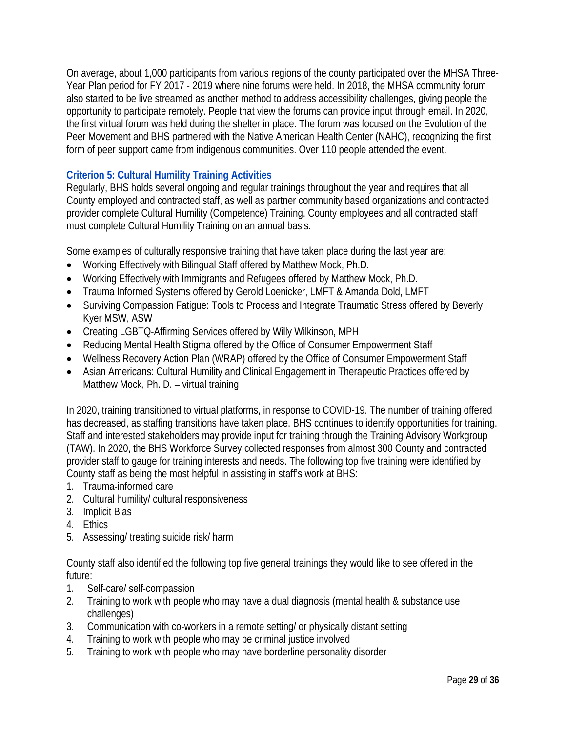On average, about 1,000 participants from various regions of the county participated over the MHSA Three-Year Plan period for FY 2017 - 2019 where nine forums were held. In 2018, the MHSA community forum also started to be live streamed as another method to address accessibility challenges, giving people the opportunity to participate remotely. People that view the forums can provide input through email. In 2020, the first virtual forum was held during the shelter in place. The forum was focused on the Evolution of the Peer Movement and BHS partnered with the Native American Health Center (NAHC), recognizing the first form of peer support came from indigenous communities. Over 110 people attended the event.

### Criterion 5: Cultural Humility Training Activities

Regularly, BHS holds several ongoing and regular trainings throughout the year and requires that all County employed and contracted staff, as well as partner community based organizations and contracted provider complete Cultural Humility (Competence) Training. County employees and all contracted staff must complete Cultural Humility Training on an annual basis.

Some examples of culturally responsive training that have taken place during the last year are;

- Working Effectively with Bilingual Staff offered by Matthew Mock, Ph.D.
- Working Effectively with Immigrants and Refugees offered by Matthew Mock, Ph.D.
- Trauma Informed Systems offered by Gerold Loenicker, LMFT & Amanda Dold, LMFT
- Surviving Compassion Fatigue: Tools to Process and Integrate Traumatic Stress offered by Beverly Kyer MSW, ASW
- Creating LGBTQ-Affirming Services offered by Willy Wilkinson, MPH
- Reducing Mental Health Stigma offered by the Office of Consumer Empowerment Staff
- Wellness Recovery Action Plan (WRAP) offered by the Office of Consumer Empowerment Staff
- Asian Americans: Cultural Humility and Clinical Engagement in Therapeutic Practices offered by Matthew Mock, Ph. D. – virtual training

In 2020, training transitioned to virtual platforms, in response to COVID-19. The number of training offered has decreased, as staffing transitions have taken place. BHS continues to identify opportunities for training. Staff and interested stakeholders may provide input for training through the Training Advisory Workgroup (TAW). In 2020, the BHS Workforce Survey collected responses from almost 300 County and contracted provider staff to gauge for training interests and needs. The following top five training were identified by County staff as being the most helpful in assisting in staff's work at BHS:

1. Trauma-informed care
2. Cultural humility/ cultural responsiveness
3. Implicit Bias
4. Ethics
5. Assessing/ treating suicide risk/ harm

County staff also identified the following top five general trainings they would like to see offered in the future:

1. Self-care/ self-compassion
2. Training to work with people who may have a dual diagnosis (mental health & substance use challenges)
3. Communication with co-workers in a remote setting/ or physically distant setting
4. Training to work with people who may be criminal justice involved
5. Training to work with people who may have borderline personality disorder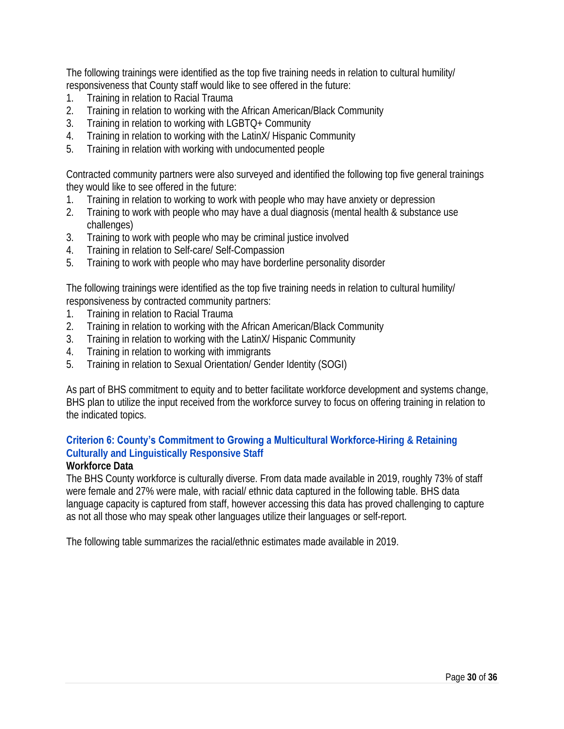The following trainings were identified as the top five training needs in relation to cultural humility/ responsiveness that County staff would like to see offered in the future:

1. Training in relation to Racial Trauma
2. Training in relation to working with the African American/Black Community
3. Training in relation to working with LGBTQ+ Community
4. Training in relation to working with the LatinX/ Hispanic Community
5. Training in relation with working with undocumented people

Contracted community partners were also surveyed and identified the following top five general trainings they would like to see offered in the future:

1. Training in relation to working to work with people who may have anxiety or depression
2. Training to work with people who may have a dual diagnosis (mental health & substance use challenges)
3. Training to work with people who may be criminal justice involved
4. Training in relation to Self-care/ Self-Compassion
5. Training to work with people who may have borderline personality disorder

The following trainings were identified as the top five training needs in relation to cultural humility/ responsiveness by contracted community partners:

1. Training in relation to Racial Trauma
2. Training in relation to working with the African American/Black Community
3. Training in relation to working with the LatinX/ Hispanic Community
4. Training in relation to working with immigrants
5. Training in relation to Sexual Orientation/ Gender Identity (SOGI)

As part of BHS commitment to equity and to better facilitate workforce development and systems change, BHS plan to utilize the input received from the workforce survey to focus on offering training in relation to the indicated topics.

## Criterion 6: County's Commitment to Growing a Multicultural Workforce-Hiring & Retaining Culturally and Linguistically Responsive Staff

**Workforce Data**

The BHS County workforce is culturally diverse. From data made available in 2019, roughly 73% of staff were female and 27% were male, with racial/ ethnic data captured in the following table. BHS data language capacity is captured from staff, however accessing this data has proved challenging to capture as not all those who may speak other languages utilize their languages or self-report.

The following table summarizes the racial/ethnic estimates made available in 2019.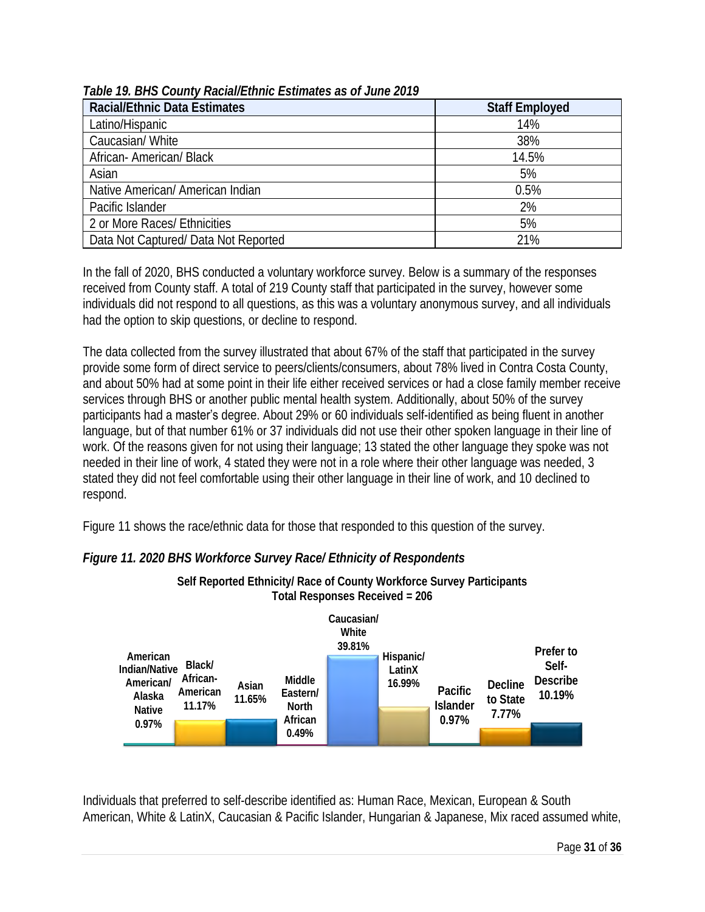*Table 19. BHS County Racial/Ethnic Estimates as of June 2019*

| Racial/Ethnic Data Estimates | Staff Employed |
|---|---|
| Latino/Hispanic | 14% |
| Caucasian/ White | 38% |
| African- American/ Black | 14.5% |
| Asian | 5% |
| Native American/ American Indian | 0.5% |
| Pacific Islander | 2% |
| 2 or More Races/ Ethnicities | 5% |
| Data Not Captured/ Data Not Reported | 21% |

In the fall of 2020, BHS conducted a voluntary workforce survey. Below is a summary of the responses received from County staff. A total of 219 County staff that participated in the survey, however some individuals did not respond to all questions, as this was a voluntary anonymous survey, and all individuals had the option to skip questions, or decline to respond.

The data collected from the survey illustrated that about 67% of the staff that participated in the survey provide some form of direct service to peers/clients/consumers, about 78% lived in Contra Costa County, and about 50% had at some point in their life either received services or had a close family member receive services through BHS or another public mental health system. Additionally, about 50% of the survey participants had a master's degree. About 29% or 60 individuals self-identified as being fluent in another language, but of that number 61% or 37 individuals did not use their other spoken language in their line of work. Of the reasons given for not using their language; 13 stated the other language they spoke was not needed in their line of work, 4 stated they were not in a role where their other language was needed, 3 stated they did not feel comfortable using their other language in their line of work, and 10 declined to respond.

Figure 11 shows the race/ethnic data for those that responded to this question of the survey.

***Figure 11. 2020 BHS Workforce Survey Race/ Ethnicity of Respondents***

**Self Reported Ethnicity/ Race of County Workforce Survey Participants**
**Total Responses Received = 206**

| Race/Ethnicity | Percent |
|---|---|
| American Indian/Native American/ Alaska Native | 0.97% |
| Black/ African-American | 11.17% |
| Asian | 11.65% |
| Middle Eastern/ North African | 0.49% |
| Caucasian/ White | 39.81% |
| Hispanic/ LatinX | 16.99% |
| Pacific Islander | 0.97% |
| Decline to State | 7.77% |
| Prefer to Self-Describe | 10.19% |

Individuals that preferred to self-describe identified as: Human Race, Mexican, European & South American, White & LatinX, Caucasian & Pacific Islander, Hungarian & Japanese, Mix raced assumed white,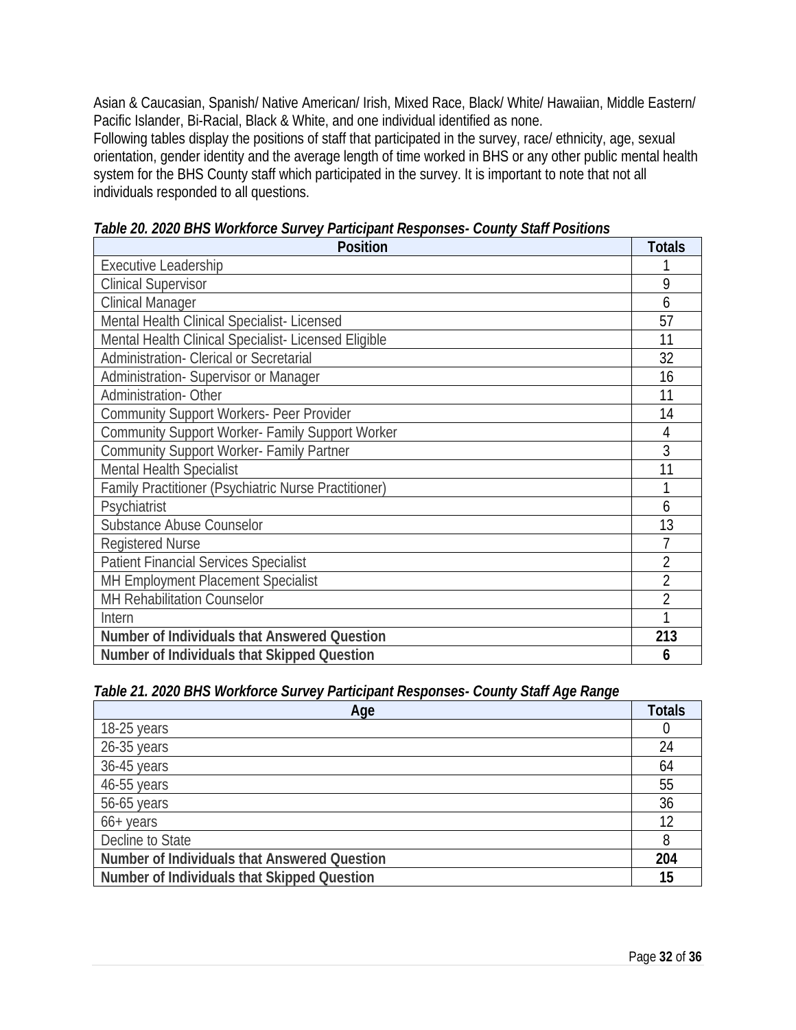Asian & Caucasian, Spanish/ Native American/ Irish, Mixed Race, Black/ White/ Hawaiian, Middle Eastern/ Pacific Islander, Bi-Racial, Black & White, and one individual identified as none.

Following tables display the positions of staff that participated in the survey, race/ ethnicity, age, sexual orientation, gender identity and the average length of time worked in BHS or any other public mental health system for the BHS County staff which participated in the survey. It is important to note that not all individuals responded to all questions.

***Table 20. 2020 BHS Workforce Survey Participant Responses- County Staff Positions***

| Position | Totals |
|---|---|
| Executive Leadership | 1 |
| Clinical Supervisor | 9 |
| Clinical Manager | 6 |
| Mental Health Clinical Specialist- Licensed | 57 |
| Mental Health Clinical Specialist- Licensed Eligible | 11 |
| Administration- Clerical or Secretarial | 32 |
| Administration- Supervisor or Manager | 16 |
| Administration- Other | 11 |
| Community Support Workers- Peer Provider | 14 |
| Community Support Worker- Family Support Worker | 4 |
| Community Support Worker- Family Partner | 3 |
| Mental Health Specialist | 11 |
| Family Practitioner (Psychiatric Nurse Practitioner) | 1 |
| Psychiatrist | 6 |
| Substance Abuse Counselor | 13 |
| Registered Nurse | 7 |
| Patient Financial Services Specialist | 2 |
| MH Employment Placement Specialist | 2 |
| MH Rehabilitation Counselor | 2 |
| Intern | 1 |
| **Number of Individuals that Answered Question** | **213** |
| **Number of Individuals that Skipped Question** | **6** |

***Table 21. 2020 BHS Workforce Survey Participant Responses- County Staff Age Range***

| Age | Totals |
|---|---|
| 18-25 years | 0 |
| 26-35 years | 24 |
| 36-45 years | 64 |
| 46-55 years | 55 |
| 56-65 years | 36 |
| 66+ years | 12 |
| Decline to State | 8 |
| **Number of Individuals that Answered Question** | **204** |
| **Number of Individuals that Skipped Question** | **15** |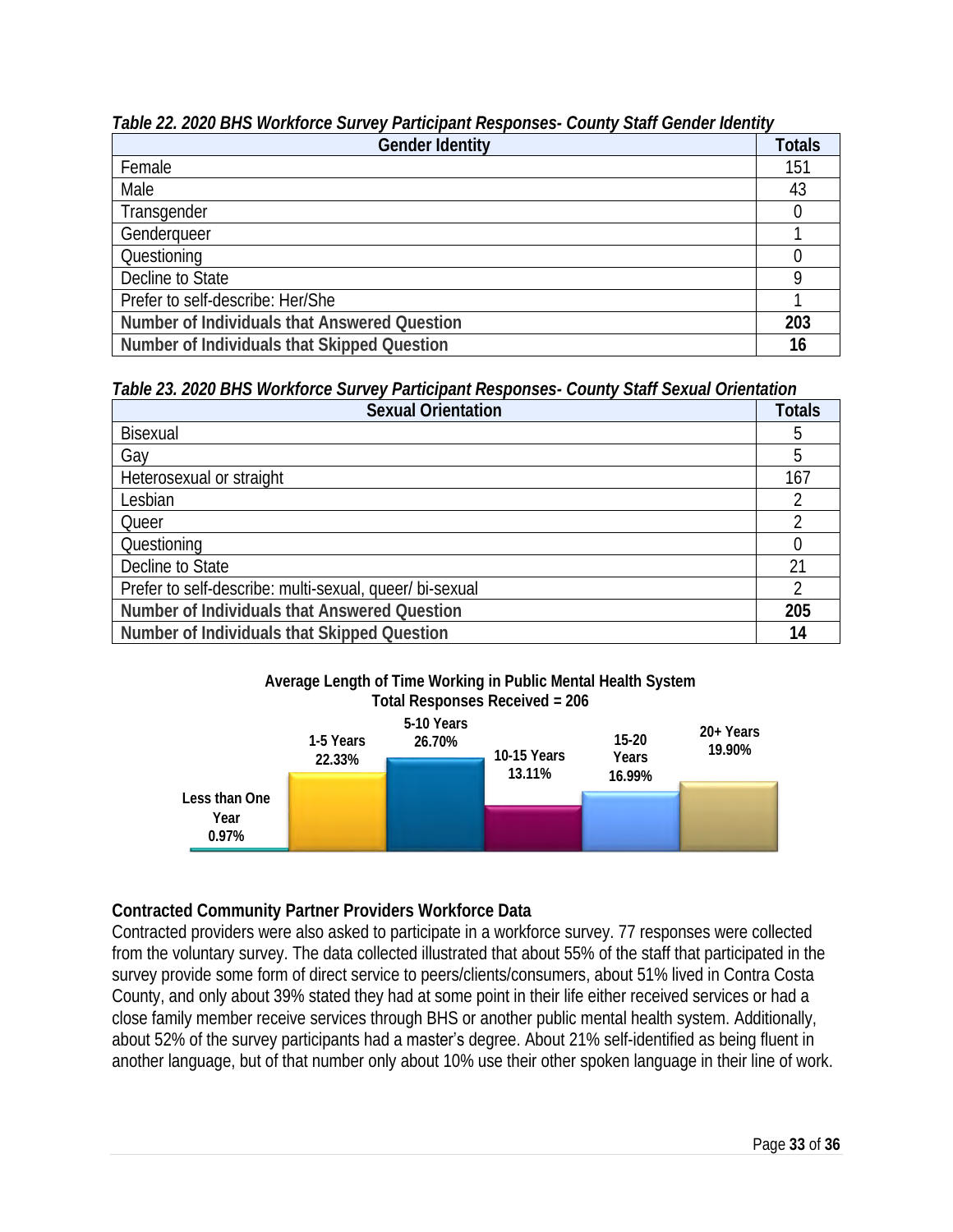*Table 22. 2020 BHS Workforce Survey Participant Responses- County Staff Gender Identity*

| Gender Identity | Totals |
|---|---|
| Female | 151 |
| Male | 43 |
| Transgender | 0 |
| Genderqueer | 1 |
| Questioning | 0 |
| Decline to State | 9 |
| Prefer to self-describe: Her/She | 1 |
| **Number of Individuals that Answered Question** | **203** |
| **Number of Individuals that Skipped Question** | **16** |

*Table 23. 2020 BHS Workforce Survey Participant Responses- County Staff Sexual Orientation*

| Sexual Orientation | Totals |
|---|---|
| Bisexual | 5 |
| Gay | 5 |
| Heterosexual or straight | 167 |
| Lesbian | 2 |
| Queer | 2 |
| Questioning | 0 |
| Decline to State | 21 |
| Prefer to self-describe: multi-sexual, queer/ bi-sexual | 2 |
| **Number of Individuals that Answered Question** | **205** |
| **Number of Individuals that Skipped Question** | **14** |

**Average Length of Time Working in Public Mental Health System**
**Total Responses Received = 206**

| Length of Time | Percentage |
|---|---|
| Less than One Year | 0.97% |
| 1-5 Years | 22.33% |
| 5-10 Years | 26.70% |
| 10-15 Years | 13.11% |
| 15-20 Years | 16.99% |
| 20+ Years | 19.90% |

**Contracted Community Partner Providers Workforce Data**

Contracted providers were also asked to participate in a workforce survey. 77 responses were collected from the voluntary survey. The data collected illustrated that about 55% of the staff that participated in the survey provide some form of direct service to peers/clients/consumers, about 51% lived in Contra Costa County, and only about 39% stated they had at some point in their life either received services or had a close family member receive services through BHS or another public mental health system. Additionally, about 52% of the survey participants had a master's degree. About 21% self-identified as being fluent in another language, but of that number only about 10% use their other spoken language in their line of work.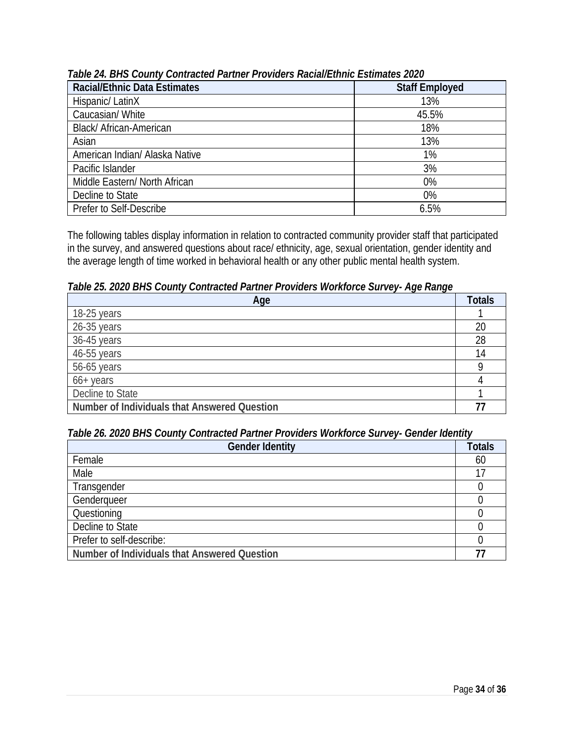***Table 24. BHS County Contracted Partner Providers Racial/Ethnic Estimates 2020***

| Racial/Ethnic Data Estimates | Staff Employed |
|---|---|
| Hispanic/ LatinX | 13% |
| Caucasian/ White | 45.5% |
| Black/ African-American | 18% |
| Asian | 13% |
| American Indian/ Alaska Native | 1% |
| Pacific Islander | 3% |
| Middle Eastern/ North African | 0% |
| Decline to State | 0% |
| Prefer to Self-Describe | 6.5% |

The following tables display information in relation to contracted community provider staff that participated in the survey, and answered questions about race/ ethnicity, age, sexual orientation, gender identity and the average length of time worked in behavioral health or any other public mental health system.

***Table 25. 2020 BHS County Contracted Partner Providers Workforce Survey- Age Range***

| Age | Totals |
|---|---|
| 18-25 years | 1 |
| 26-35 years | 20 |
| 36-45 years | 28 |
| 46-55 years | 14 |
| 56-65 years | 9 |
| 66+ years | 4 |
| Decline to State | 1 |
| **Number of Individuals that Answered Question** | **77** |

***Table 26. 2020 BHS County Contracted Partner Providers Workforce Survey- Gender Identity***

| Gender Identity | Totals |
|---|---|
| Female | 60 |
| Male | 17 |
| Transgender | 0 |
| Genderqueer | 0 |
| Questioning | 0 |
| Decline to State | 0 |
| Prefer to self-describe: | 0 |
| **Number of Individuals that Answered Question** | **77** |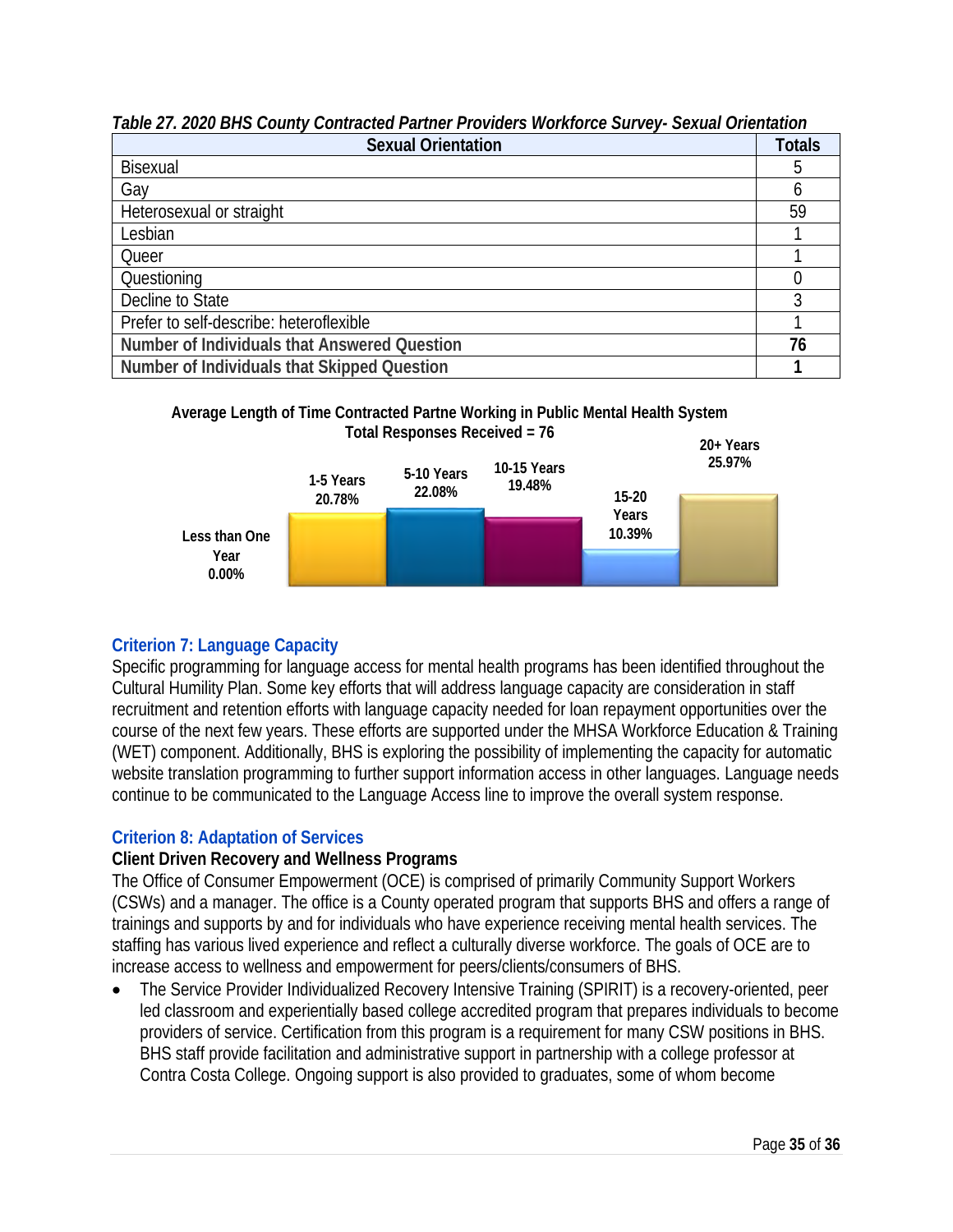*Table 27. 2020 BHS County Contracted Partner Providers Workforce Survey- Sexual Orientation*

| Sexual Orientation | Totals |
| --- | --- |
| Bisexual | 5 |
| Gay | 6 |
| Heterosexual or straight | 59 |
| Lesbian | 1 |
| Queer | 1 |
| Questioning | 0 |
| Decline to State | 3 |
| Prefer to self-describe: heteroflexible | 1 |
| **Number of Individuals that Answered Question** | **76** |
| **Number of Individuals that Skipped Question** | **1** |

**Average Length of Time Contracted Partne Working in Public Mental Health System**
**Total Responses Received = 76**

| Length of Time | Percentage |
| --- | --- |
| Less than One Year | 0.00% |
| 1-5 Years | 20.78% |
| 5-10 Years | 22.08% |
| 10-15 Years | 19.48% |
| 15-20 Years | 10.39% |
| 20+ Years | 25.97% |

## Criterion 7: Language Capacity

Specific programming for language access for mental health programs has been identified throughout the Cultural Humility Plan. Some key efforts that will address language capacity are consideration in staff recruitment and retention efforts with language capacity needed for loan repayment opportunities over the course of the next few years. These efforts are supported under the MHSA Workforce Education & Training (WET) component. Additionally, BHS is exploring the possibility of implementing the capacity for automatic website translation programming to further support information access in other languages. Language needs continue to be communicated to the Language Access line to improve the overall system response.

## Criterion 8: Adaptation of Services

**Client Driven Recovery and Wellness Programs**

The Office of Consumer Empowerment (OCE) is comprised of primarily Community Support Workers (CSWs) and a manager. The office is a County operated program that supports BHS and offers a range of trainings and supports by and for individuals who have experience receiving mental health services. The staffing has various lived experience and reflect a culturally diverse workforce. The goals of OCE are to increase access to wellness and empowerment for peers/clients/consumers of BHS.

- The Service Provider Individualized Recovery Intensive Training (SPIRIT) is a recovery-oriented, peer led classroom and experientially based college accredited program that prepares individuals to become providers of service. Certification from this program is a requirement for many CSW positions in BHS. BHS staff provide facilitation and administrative support in partnership with a college professor at Contra Costa College. Ongoing support is also provided to graduates, some of whom become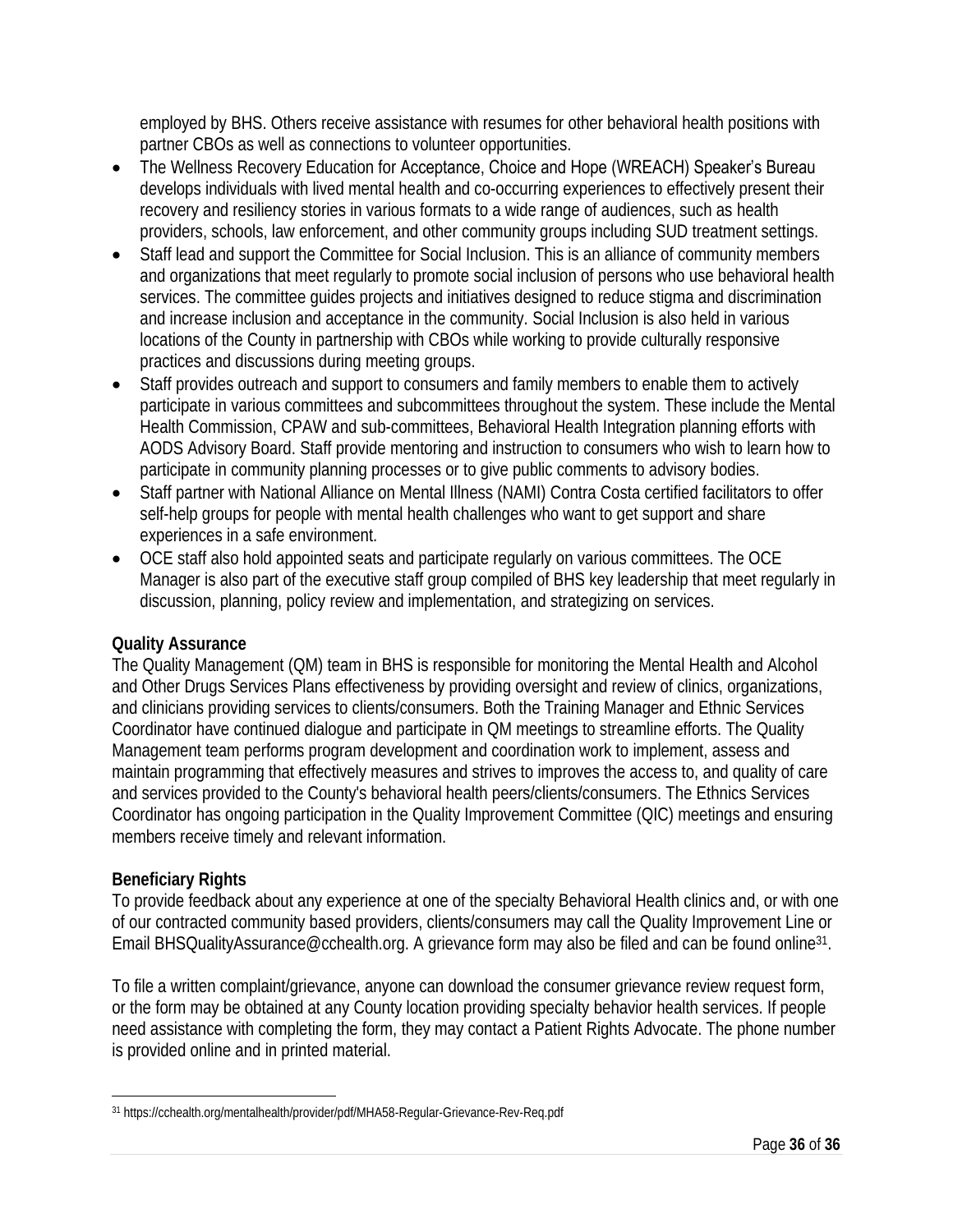employed by BHS. Others receive assistance with resumes for other behavioral health positions with partner CBOs as well as connections to volunteer opportunities.

- The Wellness Recovery Education for Acceptance, Choice and Hope (WREACH) Speaker's Bureau develops individuals with lived mental health and co-occurring experiences to effectively present their recovery and resiliency stories in various formats to a wide range of audiences, such as health providers, schools, law enforcement, and other community groups including SUD treatment settings.
- Staff lead and support the Committee for Social Inclusion. This is an alliance of community members and organizations that meet regularly to promote social inclusion of persons who use behavioral health services. The committee guides projects and initiatives designed to reduce stigma and discrimination and increase inclusion and acceptance in the community. Social Inclusion is also held in various locations of the County in partnership with CBOs while working to provide culturally responsive practices and discussions during meeting groups.
- Staff provides outreach and support to consumers and family members to enable them to actively participate in various committees and subcommittees throughout the system. These include the Mental Health Commission, CPAW and sub-committees, Behavioral Health Integration planning efforts with AODS Advisory Board. Staff provide mentoring and instruction to consumers who wish to learn how to participate in community planning processes or to give public comments to advisory bodies.
- Staff partner with National Alliance on Mental Illness (NAMI) Contra Costa certified facilitators to offer self-help groups for people with mental health challenges who want to get support and share experiences in a safe environment.
- OCE staff also hold appointed seats and participate regularly on various committees. The OCE Manager is also part of the executive staff group compiled of BHS key leadership that meet regularly in discussion, planning, policy review and implementation, and strategizing on services.

**Quality Assurance**

The Quality Management (QM) team in BHS is responsible for monitoring the Mental Health and Alcohol and Other Drugs Services Plans effectiveness by providing oversight and review of clinics, organizations, and clinicians providing services to clients/consumers. Both the Training Manager and Ethnic Services Coordinator have continued dialogue and participate in QM meetings to streamline efforts. The Quality Management team performs program development and coordination work to implement, assess and maintain programming that effectively measures and strives to improves the access to, and quality of care and services provided to the County's behavioral health peers/clients/consumers. The Ethnics Services Coordinator has ongoing participation in the Quality Improvement Committee (QIC) meetings and ensuring members receive timely and relevant information.

**Beneficiary Rights**

To provide feedback about any experience at one of the specialty Behavioral Health clinics and, or with one of our contracted community based providers, clients/consumers may call the Quality Improvement Line or Email BHSQualityAssurance@cchealth.org. A grievance form may also be filed and can be found online[31].

To file a written complaint/grievance, anyone can download the consumer grievance review request form, or the form may be obtained at any County location providing specialty behavior health services. If people need assistance with completing the form, they may contact a Patient Rights Advocate. The phone number is provided online and in printed material.

[31] https://cchealth.org/mentalhealth/provider/pdf/MHA58-Regular-Grievance-Rev-Req.pdf